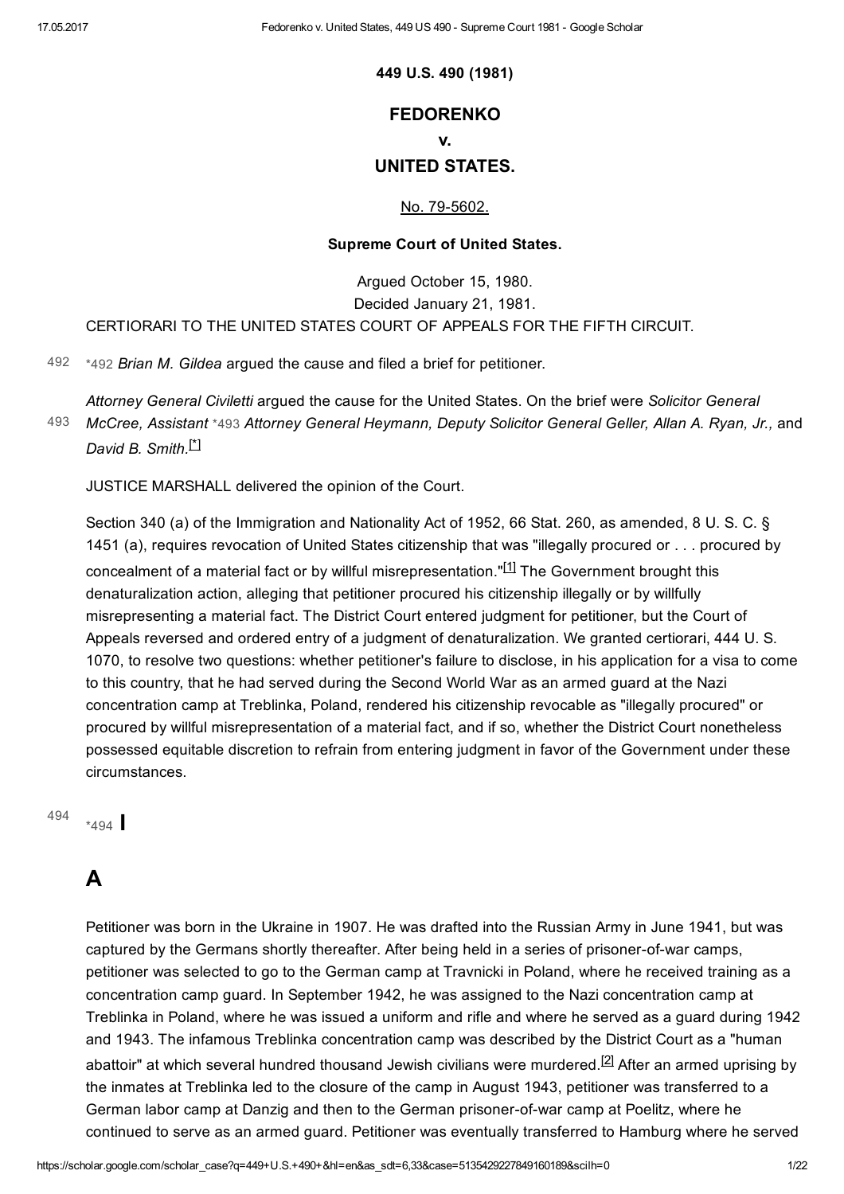**449 U.S. 490 (1981)**

# FEDORENKO
# v.
# UNITED STATES.

No. 79-5602.

**Supreme Court of United States.**

Argued October 15, 1980.
Decided January 21, 1981.
CERTIORARI TO THE UNITED STATES COURT OF APPEALS FOR THE FIFTH CIRCUIT.

*492 *Brian M. Gildea* argued the cause and filed a brief for petitioner.

*Attorney General Civiletti* argued the cause for the United States. On the brief were *Solicitor General McCree, Assistant* *493 *Attorney General Heymann, Deputy Solicitor General Geller, Allan A. Ryan, Jr.,* and *David B. Smith*.[*]

JUSTICE MARSHALL delivered the opinion of the Court.

Section 340 (a) of the Immigration and Nationality Act of 1952, 66 Stat. 260, as amended, 8 U. S. C. § 1451 (a), requires revocation of United States citizenship that was "illegally procured or . . . procured by concealment of a material fact or by willful misrepresentation."[1] The Government brought this denaturalization action, alleging that petitioner procured his citizenship illegally or by willfully misrepresenting a material fact. The District Court entered judgment for petitioner, but the Court of Appeals reversed and ordered entry of a judgment of denaturalization. We granted certiorari, 444 U. S. 1070, to resolve two questions: whether petitioner's failure to disclose, in his application for a visa to come to this country, that he had served during the Second World War as an armed guard at the Nazi concentration camp at Treblinka, Poland, rendered his citizenship revocable as "illegally procured" or procured by willful misrepresentation of a material fact, and if so, whether the District Court nonetheless possessed equitable discretion to refrain from entering judgment in favor of the Government under these circumstances.

## *494 I

## A

Petitioner was born in the Ukraine in 1907. He was drafted into the Russian Army in June 1941, but was captured by the Germans shortly thereafter. After being held in a series of prisoner-of-war camps, petitioner was selected to go to the German camp at Travnicki in Poland, where he received training as a concentration camp guard. In September 1942, he was assigned to the Nazi concentration camp at Treblinka in Poland, where he was issued a uniform and rifle and where he served as a guard during 1942 and 1943. The infamous Treblinka concentration camp was described by the District Court as a "human abattoir" at which several hundred thousand Jewish civilians were murdered.[2] After an armed uprising by the inmates at Treblinka led to the closure of the camp in August 1943, petitioner was transferred to a German labor camp at Danzig and then to the German prisoner-of-war camp at Poelitz, where he continued to serve as an armed guard. Petitioner was eventually transferred to Hamburg where he served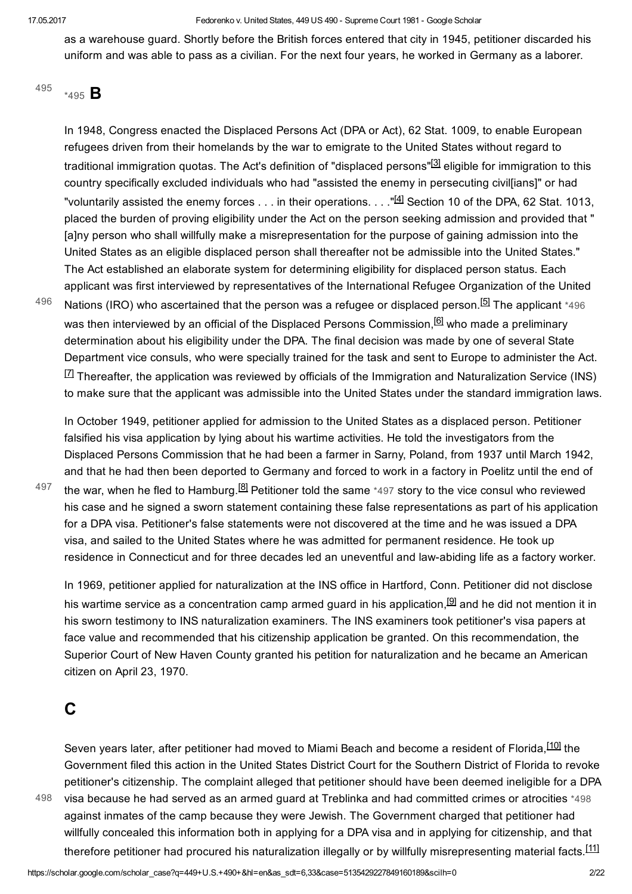as a warehouse guard. Shortly before the British forces entered that city in 1945, petitioner discarded his uniform and was able to pass as a civilian. For the next four years, he worked in Germany as a laborer.

## *495 B

In 1948, Congress enacted the Displaced Persons Act (DPA or Act), 62 Stat. 1009, to enable European refugees driven from their homelands by the war to emigrate to the United States without regard to traditional immigration quotas. The Act's definition of "displaced persons"[3] eligible for immigration to this country specifically excluded individuals who had "assisted the enemy in persecuting civil[ians]" or had "voluntarily assisted the enemy forces . . . in their operations. . . ."[4] Section 10 of the DPA, 62 Stat. 1013, placed the burden of proving eligibility under the Act on the person seeking admission and provided that "[a]ny person who shall willfully make a misrepresentation for the purpose of gaining admission into the United States as an eligible displaced person shall thereafter not be admissible into the United States." The Act established an elaborate system for determining eligibility for displaced person status. Each applicant was first interviewed by representatives of the International Refugee Organization of the United Nations (IRO) who ascertained that the person was a refugee or displaced person.[5] The applicant *496 was then interviewed by an official of the Displaced Persons Commission,[6] who made a preliminary determination about his eligibility under the DPA. The final decision was made by one of several State Department vice consuls, who were specially trained for the task and sent to Europe to administer the Act.[7] Thereafter, the application was reviewed by officials of the Immigration and Naturalization Service (INS) to make sure that the applicant was admissible into the United States under the standard immigration laws.

In October 1949, petitioner applied for admission to the United States as a displaced person. Petitioner falsified his visa application by lying about his wartime activities. He told the investigators from the Displaced Persons Commission that he had been a farmer in Sarny, Poland, from 1937 until March 1942, and that he had then been deported to Germany and forced to work in a factory in Poelitz until the end of the war, when he fled to Hamburg.[8] Petitioner told the same *497 story to the vice consul who reviewed his case and he signed a sworn statement containing these false representations as part of his application for a DPA visa. Petitioner's false statements were not discovered at the time and he was issued a DPA visa, and sailed to the United States where he was admitted for permanent residence. He took up residence in Connecticut and for three decades led an uneventful and law-abiding life as a factory worker.

In 1969, petitioner applied for naturalization at the INS office in Hartford, Conn. Petitioner did not disclose his wartime service as a concentration camp armed guard in his application,[9] and he did not mention it in his sworn testimony to INS naturalization examiners. The INS examiners took petitioner's visa papers at face value and recommended that his citizenship application be granted. On this recommendation, the Superior Court of New Haven County granted his petition for naturalization and he became an American citizen on April 23, 1970.

## C

Seven years later, after petitioner had moved to Miami Beach and become a resident of Florida,[10] the Government filed this action in the United States District Court for the Southern District of Florida to revoke petitioner's citizenship. The complaint alleged that petitioner should have been deemed ineligible for a DPA visa because he had served as an armed guard at Treblinka and had committed crimes or atrocities *498 against inmates of the camp because they were Jewish. The Government charged that petitioner had willfully concealed this information both in applying for a DPA visa and in applying for citizenship, and that therefore petitioner had procured his naturalization illegally or by willfully misrepresenting material facts.[11]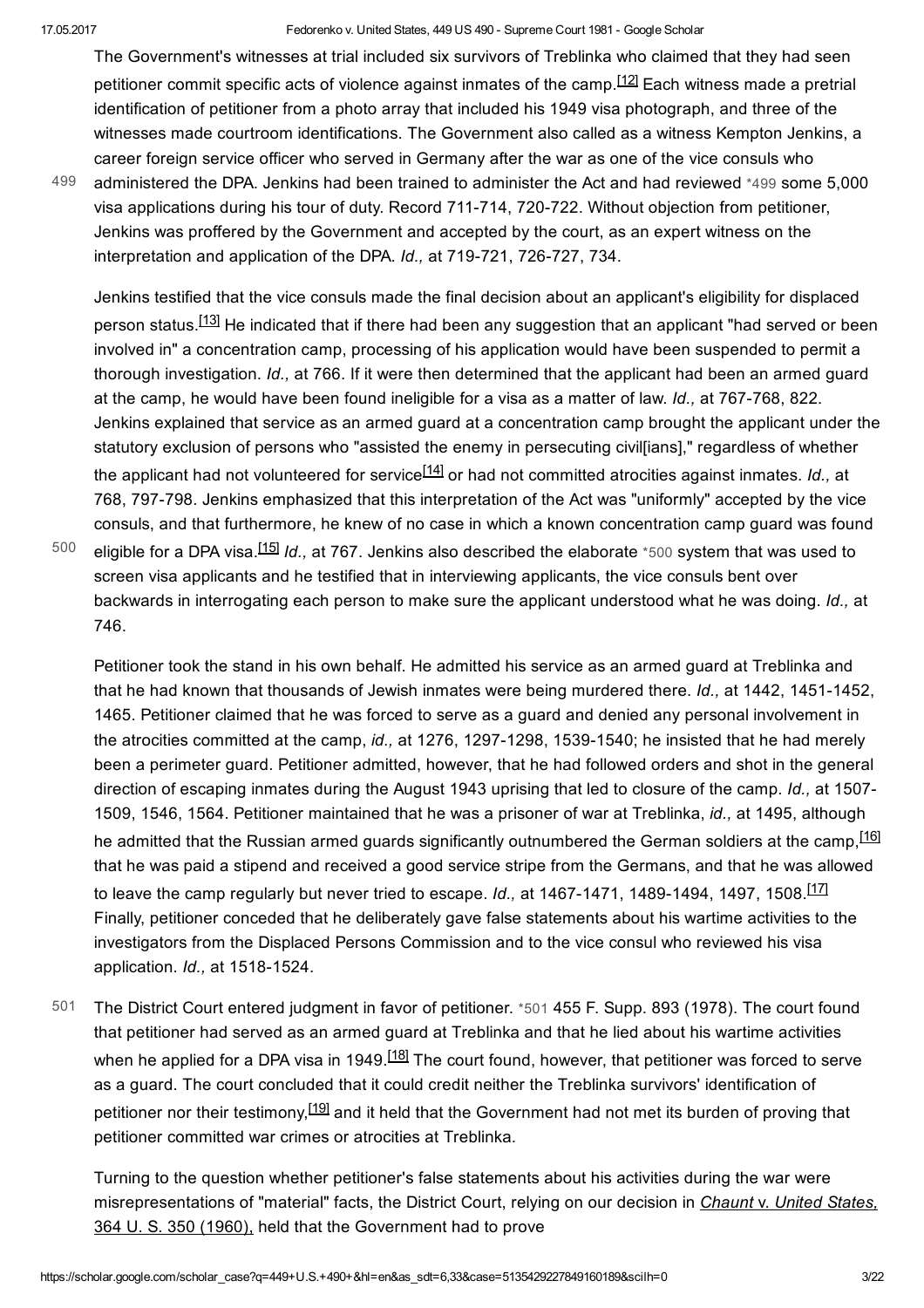The Government's witnesses at trial included six survivors of Treblinka who claimed that they had seen petitioner commit specific acts of violence against inmates of the camp.[12] Each witness made a pretrial identification of petitioner from a photo array that included his 1949 visa photograph, and three of the witnesses made courtroom identifications. The Government also called as a witness Kempton Jenkins, a career foreign service officer who served in Germany after the war as one of the vice consuls who administered the DPA. Jenkins had been trained to administer the Act and had reviewed *499 some 5,000 visa applications during his tour of duty. Record 711-714, 720-722. Without objection from petitioner, Jenkins was proffered by the Government and accepted by the court, as an expert witness on the interpretation and application of the DPA. *Id.,* at 719-721, 726-727, 734.

Jenkins testified that the vice consuls made the final decision about an applicant's eligibility for displaced person status.[13] He indicated that if there had been any suggestion that an applicant "had served or been involved in" a concentration camp, processing of his application would have been suspended to permit a thorough investigation. *Id.,* at 766. If it were then determined that the applicant had been an armed guard at the camp, he would have been found ineligible for a visa as a matter of law. *Id.,* at 767-768, 822. Jenkins explained that service as an armed guard at a concentration camp brought the applicant under the statutory exclusion of persons who "assisted the enemy in persecuting civil[ians]," regardless of whether the applicant had not volunteered for service[14] or had not committed atrocities against inmates. *Id.,* at 768, 797-798. Jenkins emphasized that this interpretation of the Act was "uniformly" accepted by the vice consuls, and that furthermore, he knew of no case in which a known concentration camp guard was found eligible for a DPA visa.[15] *Id.,* at 767. Jenkins also described the elaborate *500 system that was used to screen visa applicants and he testified that in interviewing applicants, the vice consuls bent over backwards in interrogating each person to make sure the applicant understood what he was doing. *Id.,* at 746.

Petitioner took the stand in his own behalf. He admitted his service as an armed guard at Treblinka and that he had known that thousands of Jewish inmates were being murdered there. *Id.,* at 1442, 1451-1452, 1465. Petitioner claimed that he was forced to serve as a guard and denied any personal involvement in the atrocities committed at the camp, *id.,* at 1276, 1297-1298, 1539-1540; he insisted that he had merely been a perimeter guard. Petitioner admitted, however, that he had followed orders and shot in the general direction of escaping inmates during the August 1943 uprising that led to closure of the camp. *Id.,* at 1507-1509, 1546, 1564. Petitioner maintained that he was a prisoner of war at Treblinka, *id.,* at 1495, although he admitted that the Russian armed guards significantly outnumbered the German soldiers at the camp,[16] that he was paid a stipend and received a good service stripe from the Germans, and that he was allowed to leave the camp regularly but never tried to escape. *Id.,* at 1467-1471, 1489-1494, 1497, 1508.[17] Finally, petitioner conceded that he deliberately gave false statements about his wartime activities to the investigators from the Displaced Persons Commission and to the vice consul who reviewed his visa application. *Id.,* at 1518-1524.

The District Court entered judgment in favor of petitioner. *501 455 F. Supp. 893 (1978). The court found that petitioner had served as an armed guard at Treblinka and that he lied about his wartime activities when he applied for a DPA visa in 1949.[18] The court found, however, that petitioner was forced to serve as a guard. The court concluded that it could credit neither the Treblinka survivors' identification of petitioner nor their testimony,[19] and it held that the Government had not met its burden of proving that petitioner committed war crimes or atrocities at Treblinka.

Turning to the question whether petitioner's false statements about his activities during the war were misrepresentations of "material" facts, the District Court, relying on our decision in *Chaunt* v. *United States,* 364 U. S. 350 (1960), held that the Government had to prove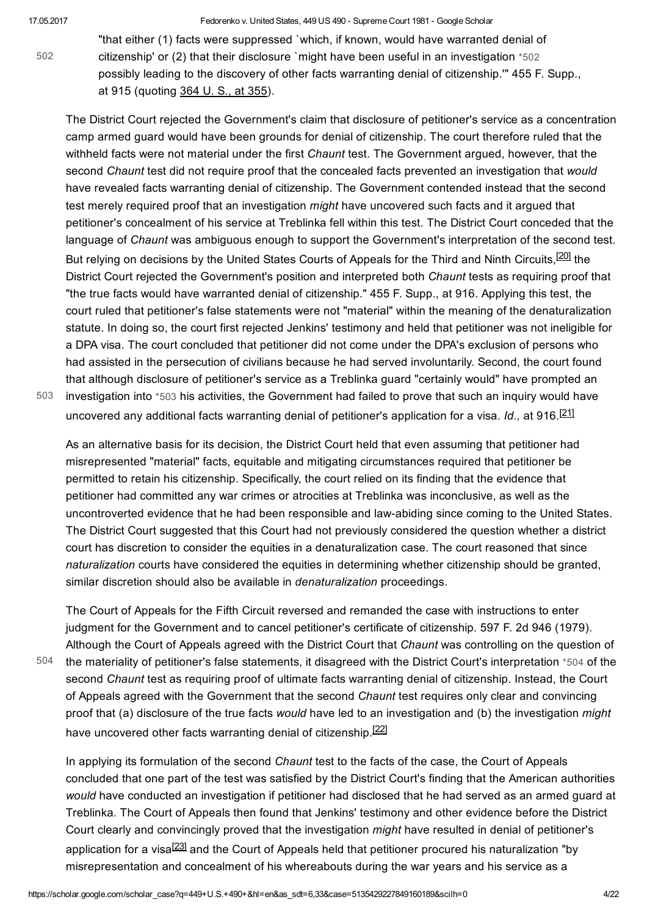"that either (1) facts were suppressed `which, if known, would have warranted denial of citizenship' or (2) that their disclosure `might have been useful in an investigation *502 possibly leading to the discovery of other facts warranting denial of citizenship.'" 455 F. Supp., at 915 (quoting 364 U. S., at 355).

The District Court rejected the Government's claim that disclosure of petitioner's service as a concentration camp armed guard would have been grounds for denial of citizenship. The court therefore ruled that the withheld facts were not material under the first *Chaunt* test. The Government argued, however, that the second *Chaunt* test did not require proof that the concealed facts prevented an investigation that *would* have revealed facts warranting denial of citizenship. The Government contended instead that the second test merely required proof that an investigation *might* have uncovered such facts and it argued that petitioner's concealment of his service at Treblinka fell within this test. The District Court conceded that the language of *Chaunt* was ambiguous enough to support the Government's interpretation of the second test. But relying on decisions by the United States Courts of Appeals for the Third and Ninth Circuits,[20] the District Court rejected the Government's position and interpreted both *Chaunt* tests as requiring proof that "the true facts would have warranted denial of citizenship." 455 F. Supp., at 916. Applying this test, the court ruled that petitioner's false statements were not "material" within the meaning of the denaturalization statute. In doing so, the court first rejected Jenkins' testimony and held that petitioner was not ineligible for a DPA visa. The court concluded that petitioner did not come under the DPA's exclusion of persons who had assisted in the persecution of civilians because he had served involuntarily. Second, the court found that although disclosure of petitioner's service as a Treblinka guard "certainly would" have prompted an investigation into *503 his activities, the Government had failed to prove that such an inquiry would have uncovered any additional facts warranting denial of petitioner's application for a visa. *Id.,* at 916.[21]

As an alternative basis for its decision, the District Court held that even assuming that petitioner had misrepresented "material" facts, equitable and mitigating circumstances required that petitioner be permitted to retain his citizenship. Specifically, the court relied on its finding that the evidence that petitioner had committed any war crimes or atrocities at Treblinka was inconclusive, as well as the uncontroverted evidence that he had been responsible and law-abiding since coming to the United States. The District Court suggested that this Court had not previously considered the question whether a district court has discretion to consider the equities in a denaturalization case. The court reasoned that since *naturalization* courts have considered the equities in determining whether citizenship should be granted, similar discretion should also be available in *denaturalization* proceedings.

The Court of Appeals for the Fifth Circuit reversed and remanded the case with instructions to enter judgment for the Government and to cancel petitioner's certificate of citizenship. 597 F. 2d 946 (1979). Although the Court of Appeals agreed with the District Court that *Chaunt* was controlling on the question of the materiality of petitioner's false statements, it disagreed with the District Court's interpretation *504 of the second *Chaunt* test as requiring proof of ultimate facts warranting denial of citizenship. Instead, the Court of Appeals agreed with the Government that the second *Chaunt* test requires only clear and convincing proof that (a) disclosure of the true facts *would* have led to an investigation and (b) the investigation *might* have uncovered other facts warranting denial of citizenship.[22]

In applying its formulation of the second *Chaunt* test to the facts of the case, the Court of Appeals concluded that one part of the test was satisfied by the District Court's finding that the American authorities *would* have conducted an investigation if petitioner had disclosed that he had served as an armed guard at Treblinka. The Court of Appeals then found that Jenkins' testimony and other evidence before the District Court clearly and convincingly proved that the investigation *might* have resulted in denial of petitioner's application for a visa[23] and the Court of Appeals held that petitioner procured his naturalization "by misrepresentation and concealment of his whereabouts during the war years and his service as a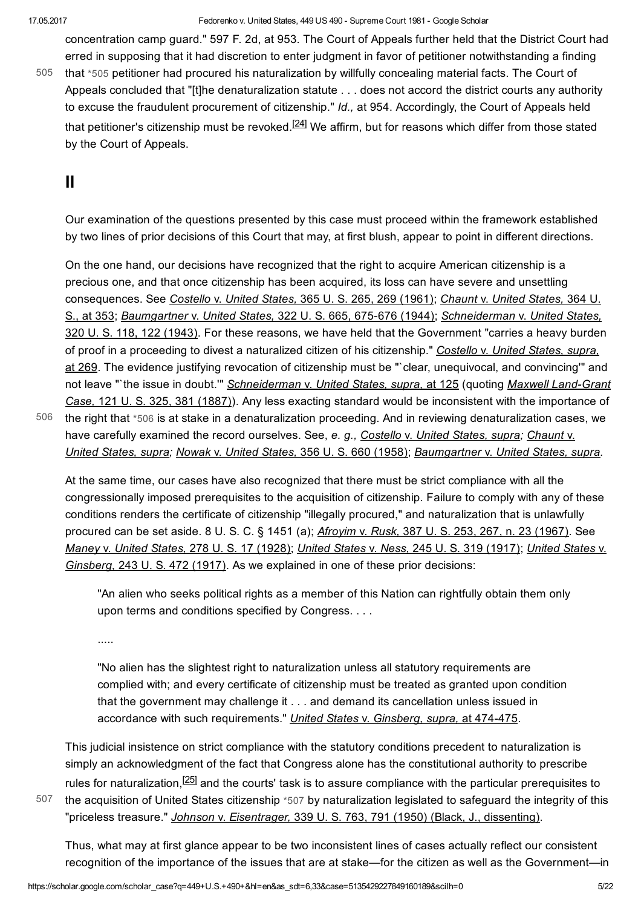concentration camp guard." 597 F. 2d, at 953. The Court of Appeals further held that the District Court had erred in supposing that it had discretion to enter judgment in favor of petitioner notwithstanding a finding that *505 petitioner had procured his naturalization by willfully concealing material facts. The Court of Appeals concluded that "[t]he denaturalization statute . . . does not accord the district courts any authority to excuse the fraudulent procurement of citizenship." *Id.,* at 954. Accordingly, the Court of Appeals held that petitioner's citizenship must be revoked.[24] We affirm, but for reasons which differ from those stated by the Court of Appeals.

## II

Our examination of the questions presented by this case must proceed within the framework established by two lines of prior decisions of this Court that may, at first blush, appear to point in different directions.

On the one hand, our decisions have recognized that the right to acquire American citizenship is a precious one, and that once citizenship has been acquired, its loss can have severe and unsettling consequences. See *Costello* v. *United States,* 365 U. S. 265, 269 (1961); *Chaunt* v. *United States,* 364 U. S., at 353; *Baumgartner* v. *United States,* 322 U. S. 665, 675-676 (1944); *Schneiderman* v. *United States,* 320 U. S. 118, 122 (1943). For these reasons, we have held that the Government "carries a heavy burden of proof in a proceeding to divest a naturalized citizen of his citizenship." *Costello* v. *United States, supra,* at 269. The evidence justifying revocation of citizenship must be "`clear, unequivocal, and convincing'" and not leave "`the issue in doubt.'" *Schneiderman* v. *United States, supra,* at 125 (quoting *Maxwell Land-Grant Case,* 121 U. S. 325, 381 (1887)). Any less exacting standard would be inconsistent with the importance of the right that *506 is at stake in a denaturalization proceeding. And in reviewing denaturalization cases, we have carefully examined the record ourselves. See, *e. g., Costello* v. *United States, supra; Chaunt* v. *United States, supra; Nowak* v. *United States,* 356 U. S. 660 (1958); *Baumgartner* v. *United States, supra.*

At the same time, our cases have also recognized that there must be strict compliance with all the congressionally imposed prerequisites to the acquisition of citizenship. Failure to comply with any of these conditions renders the certificate of citizenship "illegally procured," and naturalization that is unlawfully procured can be set aside. 8 U. S. C. § 1451 (a); *Afroyim* v. *Rusk,* 387 U. S. 253, 267, n. 23 (1967). See *Maney* v. *United States,* 278 U. S. 17 (1928); *United States* v. *Ness,* 245 U. S. 319 (1917); *United States* v. *Ginsberg,* 243 U. S. 472 (1917). As we explained in one of these prior decisions:

> "An alien who seeks political rights as a member of this Nation can rightfully obtain them only upon terms and conditions specified by Congress. . . .
>
> .....
>
> "No alien has the slightest right to naturalization unless all statutory requirements are complied with; and every certificate of citizenship must be treated as granted upon condition that the government may challenge it . . . and demand its cancellation unless issued in accordance with such requirements." *United States* v. *Ginsberg, supra,* at 474-475.

This judicial insistence on strict compliance with the statutory conditions precedent to naturalization is simply an acknowledgment of the fact that Congress alone has the constitutional authority to prescribe rules for naturalization,[25] and the courts' task is to assure compliance with the particular prerequisites to the acquisition of United States citizenship *507 by naturalization legislated to safeguard the integrity of this "priceless treasure." *Johnson* v. *Eisentrager,* 339 U. S. 763, 791 (1950) (Black, J., dissenting).

Thus, what may at first glance appear to be two inconsistent lines of cases actually reflect our consistent recognition of the importance of the issues that are at stake—for the citizen as well as the Government—in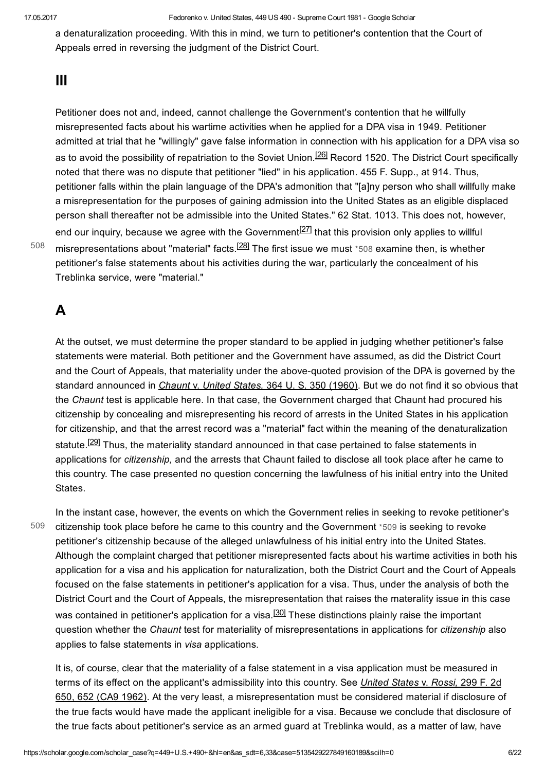a denaturalization proceeding. With this in mind, we turn to petitioner's contention that the Court of Appeals erred in reversing the judgment of the District Court.

## III

Petitioner does not and, indeed, cannot challenge the Government's contention that he willfully misrepresented facts about his wartime activities when he applied for a DPA visa in 1949. Petitioner admitted at trial that he "willingly" gave false information in connection with his application for a DPA visa so as to avoid the possibility of repatriation to the Soviet Union.[26] Record 1520. The District Court specifically noted that there was no dispute that petitioner "lied" in his application. 455 F. Supp., at 914. Thus, petitioner falls within the plain language of the DPA's admonition that "[a]ny person who shall willfully make a misrepresentation for the purposes of gaining admission into the United States as an eligible displaced person shall thereafter not be admissible into the United States." 62 Stat. 1013. This does not, however, end our inquiry, because we agree with the Government[27] that this provision only applies to willful misrepresentations about "material" facts.[28] The first issue we must *508 examine then, is whether petitioner's false statements about his activities during the war, particularly the concealment of his Treblinka service, were "material."

## A

At the outset, we must determine the proper standard to be applied in judging whether petitioner's false statements were material. Both petitioner and the Government have assumed, as did the District Court and the Court of Appeals, that materiality under the above-quoted provision of the DPA is governed by the standard announced in *Chaunt* v. *United States*, 364 U. S. 350 (1960). But we do not find it so obvious that the *Chaunt* test is applicable here. In that case, the Government charged that Chaunt had procured his citizenship by concealing and misrepresenting his record of arrests in the United States in his application for citizenship, and that the arrest record was a "material" fact within the meaning of the denaturalization statute.[29] Thus, the materiality standard announced in that case pertained to false statements in applications for *citizenship,* and the arrests that Chaunt failed to disclose all took place after he came to this country. The case presented no question concerning the lawfulness of his initial entry into the United States.

In the instant case, however, the events on which the Government relies in seeking to revoke petitioner's citizenship took place before he came to this country and the Government *509 is seeking to revoke petitioner's citizenship because of the alleged unlawfulness of his initial entry into the United States. Although the complaint charged that petitioner misrepresented facts about his wartime activities in both his application for a visa and his application for naturalization, both the District Court and the Court of Appeals focused on the false statements in petitioner's application for a visa. Thus, under the analysis of both the District Court and the Court of Appeals, the misrepresentation that raises the materality issue in this case was contained in petitioner's application for a visa.[30] These distinctions plainly raise the important question whether the *Chaunt* test for materiality of misrepresentations in applications for *citizenship* also applies to false statements in *visa* applications.

It is, of course, clear that the materiality of a false statement in a visa application must be measured in terms of its effect on the applicant's admissibility into this country. See *United States* v. *Rossi*, 299 F. 2d 650, 652 (CA9 1962). At the very least, a misrepresentation must be considered material if disclosure of the true facts would have made the applicant ineligible for a visa. Because we conclude that disclosure of the true facts about petitioner's service as an armed guard at Treblinka would, as a matter of law, have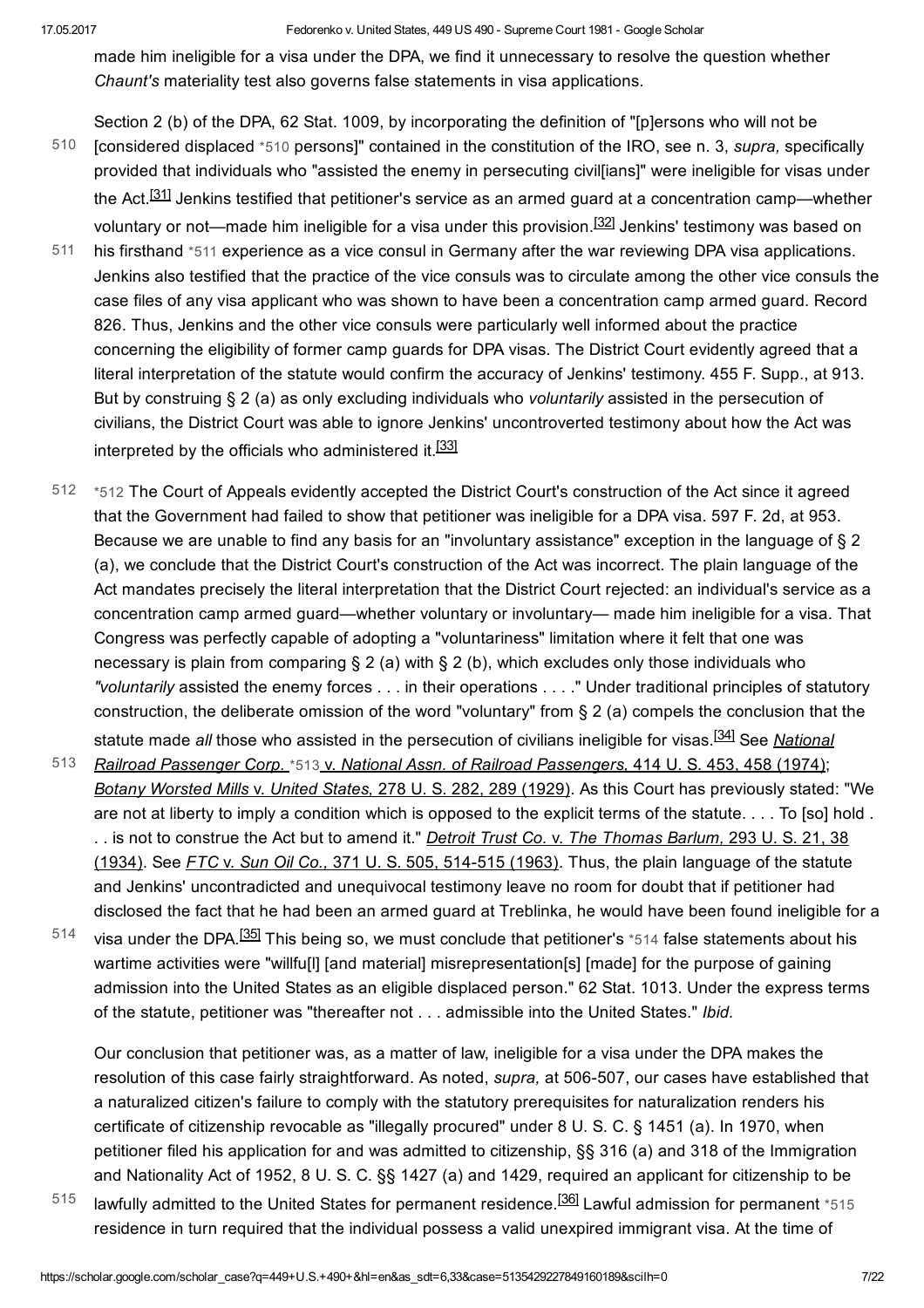made him ineligible for a visa under the DPA, we find it unnecessary to resolve the question whether *Chaunt's* materiality test also governs false statements in visa applications.

Section 2 (b) of the DPA, 62 Stat. 1009, by incorporating the definition of "[p]ersons who will not be [considered displaced *510 persons]" contained in the constitution of the IRO, see n. 3, *supra,* specifically provided that individuals who "assisted the enemy in persecuting civil[ians]" were ineligible for visas under the Act.[31] Jenkins testified that petitioner's service as an armed guard at a concentration camp—whether voluntary or not—made him ineligible for a visa under this provision.[32] Jenkins' testimony was based on his firsthand *511 experience as a vice consul in Germany after the war reviewing DPA visa applications. Jenkins also testified that the practice of the vice consuls was to circulate among the other vice consuls the case files of any visa applicant who was shown to have been a concentration camp armed guard. Record 826. Thus, Jenkins and the other vice consuls were particularly well informed about the practice concerning the eligibility of former camp guards for DPA visas. The District Court evidently agreed that a literal interpretation of the statute would confirm the accuracy of Jenkins' testimony. 455 F. Supp., at 913. But by construing § 2 (a) as only excluding individuals who *voluntarily* assisted in the persecution of civilians, the District Court was able to ignore Jenkins' uncontroverted testimony about how the Act was interpreted by the officials who administered it.[33]

*512 The Court of Appeals evidently accepted the District Court's construction of the Act since it agreed that the Government had failed to show that petitioner was ineligible for a DPA visa. 597 F. 2d, at 953. Because we are unable to find any basis for an "involuntary assistance" exception in the language of § 2 (a), we conclude that the District Court's construction of the Act was incorrect. The plain language of the Act mandates precisely the literal interpretation that the District Court rejected: an individual's service as a concentration camp armed guard—whether voluntary or involuntary— made him ineligible for a visa. That Congress was perfectly capable of adopting a "voluntariness" limitation where it felt that one was necessary is plain from comparing § 2 (a) with § 2 (b), which excludes only those individuals who *"voluntarily* assisted the enemy forces . . . in their operations . . . ." Under traditional principles of statutory construction, the deliberate omission of the word "voluntary" from § 2 (a) compels the conclusion that the statute made *all* those who assisted in the persecution of civilians ineligible for visas.[34] See *National Railroad Passenger Corp.* *513 v. *National Assn. of Railroad Passengers*, 414 U. S. 453, 458 (1974); *Botany Worsted Mills* v. *United States*, 278 U. S. 282, 289 (1929). As this Court has previously stated: "We are not at liberty to imply a condition which is opposed to the explicit terms of the statute. . . . To [so] hold . . . is not to construe the Act but to amend it." *Detroit Trust Co.* v. *The Thomas Barlum,* 293 U. S. 21, 38 (1934). See *FTC* v. *Sun Oil Co.*, 371 U. S. 505, 514-515 (1963). Thus, the plain language of the statute and Jenkins' uncontradicted and unequivocal testimony leave no room for doubt that if petitioner had disclosed the fact that he had been an armed guard at Treblinka, he would have been found ineligible for a visa under the DPA.[35] This being so, we must conclude that petitioner's *514 false statements about his wartime activities were "willfu[l] [and material] misrepresentation[s] [made] for the purpose of gaining admission into the United States as an eligible displaced person." 62 Stat. 1013. Under the express terms of the statute, petitioner was "thereafter not . . . admissible into the United States." *Ibid.*

Our conclusion that petitioner was, as a matter of law, ineligible for a visa under the DPA makes the resolution of this case fairly straightforward. As noted, *supra,* at 506-507, our cases have established that a naturalized citizen's failure to comply with the statutory prerequisites for naturalization renders his certificate of citizenship revocable as "illegally procured" under 8 U. S. C. § 1451 (a). In 1970, when petitioner filed his application for and was admitted to citizenship, §§ 316 (a) and 318 of the Immigration and Nationality Act of 1952, 8 U. S. C. §§ 1427 (a) and 1429, required an applicant for citizenship to be lawfully admitted to the United States for permanent residence.[36] Lawful admission for permanent *515 residence in turn required that the individual possess a valid unexpired immigrant visa. At the time of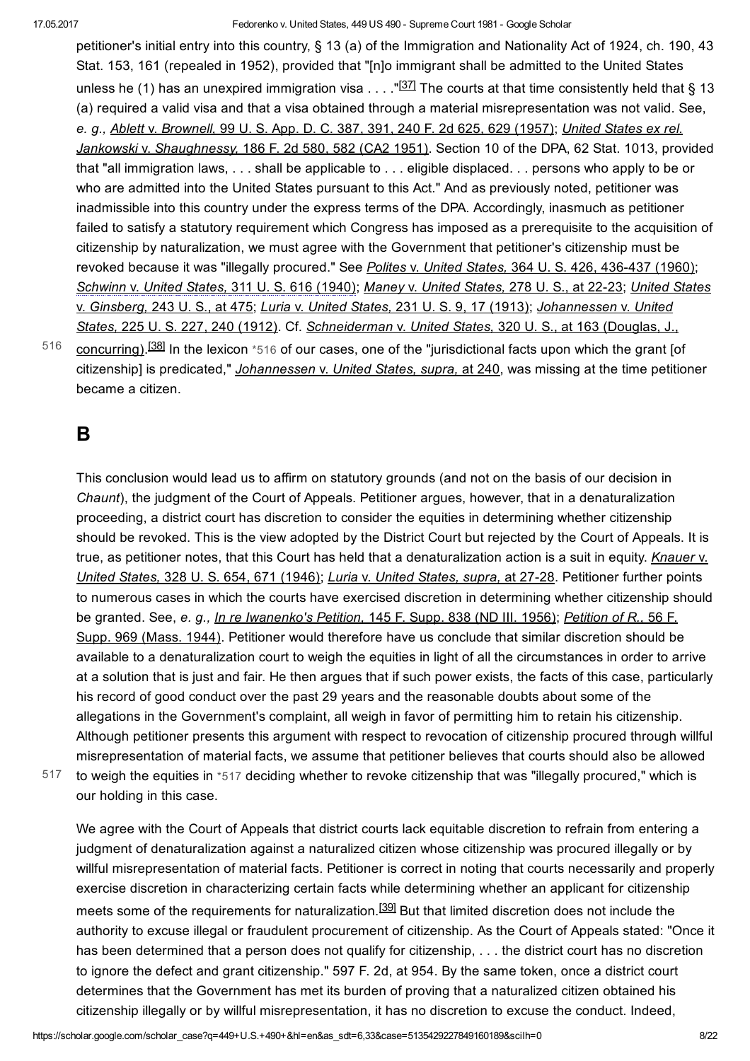petitioner's initial entry into this country, § 13 (a) of the Immigration and Nationality Act of 1924, ch. 190, 43 Stat. 153, 161 (repealed in 1952), provided that "[n]o immigrant shall be admitted to the United States unless he (1) has an unexpired immigration visa . . . ."[37] The courts at that time consistently held that § 13 (a) required a valid visa and that a visa obtained through a material misrepresentation was not valid. See, *e. g., Ablett* v. *Brownell,* 99 U. S. App. D. C. 387, 391, 240 F. 2d 625, 629 (1957); *United States ex rel. Jankowski* v. *Shaughnessy,* 186 F. 2d 580, 582 (CA2 1951). Section 10 of the DPA, 62 Stat. 1013, provided that "all immigration laws, . . . shall be applicable to . . . eligible displaced. . . persons who apply to be or who are admitted into the United States pursuant to this Act." And as previously noted, petitioner was inadmissible into this country under the express terms of the DPA. Accordingly, inasmuch as petitioner failed to satisfy a statutory requirement which Congress has imposed as a prerequisite to the acquisition of citizenship by naturalization, we must agree with the Government that petitioner's citizenship must be revoked because it was "illegally procured." See *Polites* v. *United States,* 364 U. S. 426, 436-437 (1960); *Schwinn* v. *United States,* 311 U. S. 616 (1940); *Maney* v. *United States,* 278 U. S., at 22-23; *United States* v. *Ginsberg,* 243 U. S., at 475; *Luria* v. *United States,* 231 U. S. 9, 17 (1913); *Johannessen* v. *United States,* 225 U. S. 227, 240 (1912). Cf. *Schneiderman* v. *United States,* 320 U. S., at 163 (Douglas, J., concurring).[38] In the lexicon *516 of our cases, one of the "jurisdictional facts upon which the grant [of citizenship] is predicated," *Johannessen* v. *United States, supra,* at 240, was missing at the time petitioner became a citizen.

## B

This conclusion would lead us to affirm on statutory grounds (and not on the basis of our decision in *Chaunt*), the judgment of the Court of Appeals. Petitioner argues, however, that in a denaturalization proceeding, a district court has discretion to consider the equities in determining whether citizenship should be revoked. This is the view adopted by the District Court but rejected by the Court of Appeals. It is true, as petitioner notes, that this Court has held that a denaturalization action is a suit in equity. *Knauer* v. *United States,* 328 U. S. 654, 671 (1946); *Luria* v. *United States, supra,* at 27-28. Petitioner further points to numerous cases in which the courts have exercised discretion in determining whether citizenship should be granted. See, *e. g., In re Iwanenko's Petition,* 145 F. Supp. 838 (ND Ill. 1956); *Petition of R.,* 56 F. Supp. 969 (Mass. 1944). Petitioner would therefore have us conclude that similar discretion should be available to a denaturalization court to weigh the equities in light of all the circumstances in order to arrive at a solution that is just and fair. He then argues that if such power exists, the facts of this case, particularly his record of good conduct over the past 29 years and the reasonable doubts about some of the allegations in the Government's complaint, all weigh in favor of permitting him to retain his citizenship. Although petitioner presents this argument with respect to revocation of citizenship procured through willful misrepresentation of material facts, we assume that petitioner believes that courts should also be allowed to weigh the equities in *517 deciding whether to revoke citizenship that was "illegally procured," which is our holding in this case.

We agree with the Court of Appeals that district courts lack equitable discretion to refrain from entering a judgment of denaturalization against a naturalized citizen whose citizenship was procured illegally or by willful misrepresentation of material facts. Petitioner is correct in noting that courts necessarily and properly exercise discretion in characterizing certain facts while determining whether an applicant for citizenship meets some of the requirements for naturalization.[39] But that limited discretion does not include the authority to excuse illegal or fraudulent procurement of citizenship. As the Court of Appeals stated: "Once it has been determined that a person does not qualify for citizenship, . . . the district court has no discretion to ignore the defect and grant citizenship." 597 F. 2d, at 954. By the same token, once a district court determines that the Government has met its burden of proving that a naturalized citizen obtained his citizenship illegally or by willful misrepresentation, it has no discretion to excuse the conduct. Indeed,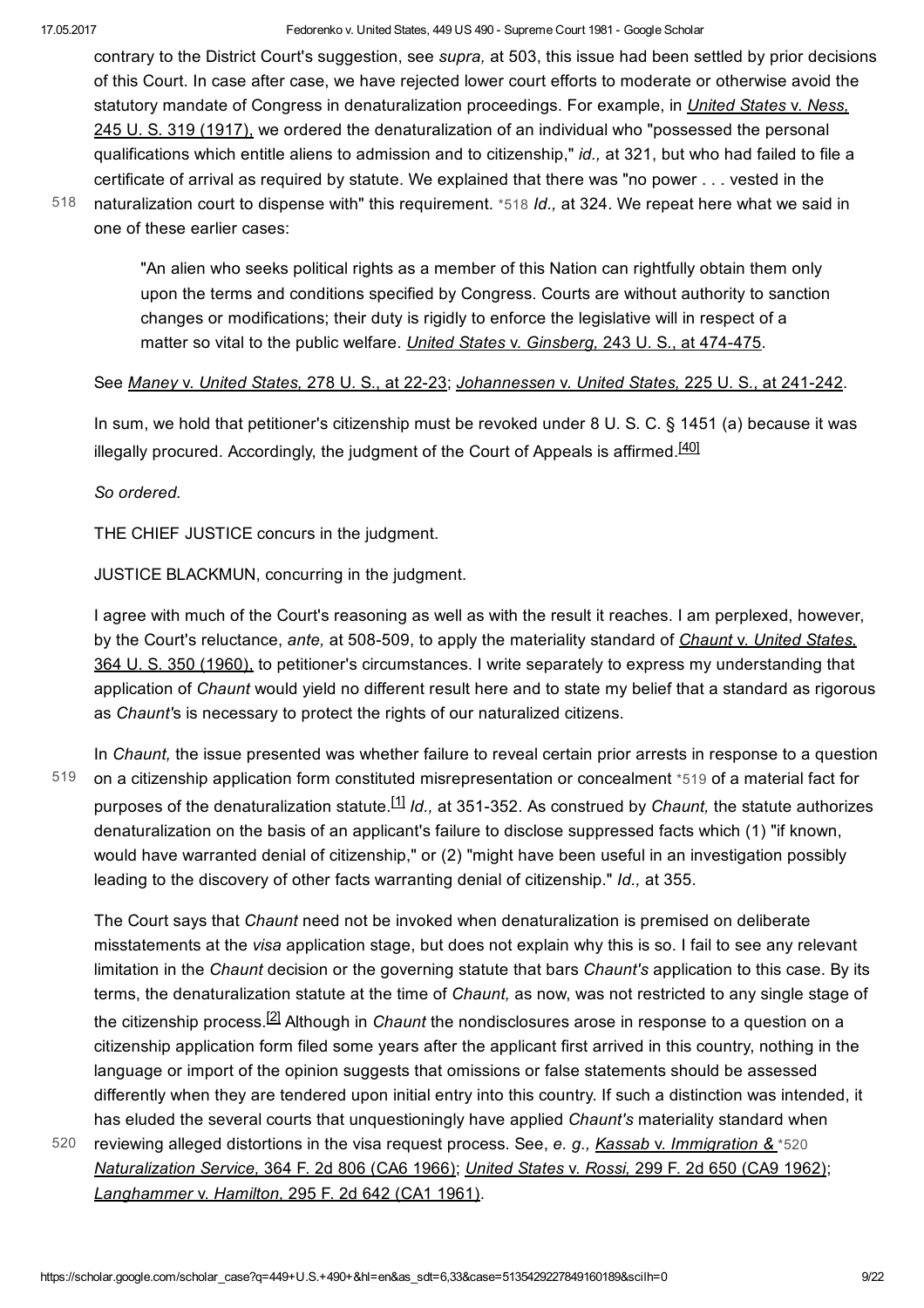contrary to the District Court's suggestion, see *supra,* at 503, this issue had been settled by prior decisions of this Court. In case after case, we have rejected lower court efforts to moderate or otherwise avoid the statutory mandate of Congress in denaturalization proceedings. For example, in *United States* v. *Ness,* 245 U. S. 319 (1917), we ordered the denaturalization of an individual who "possessed the personal qualifications which entitle aliens to admission and to citizenship," *id.,* at 321, but who had failed to file a certificate of arrival as required by statute. We explained that there was "no power . . . vested in the naturalization court to dispense with" this requirement. *518 *Id.,* at 324. We repeat here what we said in one of these earlier cases:

> "An alien who seeks political rights as a member of this Nation can rightfully obtain them only upon the terms and conditions specified by Congress. Courts are without authority to sanction changes or modifications; their duty is rigidly to enforce the legislative will in respect of a matter so vital to the public welfare. *United States* v. *Ginsberg,* 243 U. S., at 474-475.

See *Maney* v. *United States,* 278 U. S., at 22-23; *Johannessen* v. *United States,* 225 U. S., at 241-242.

In sum, we hold that petitioner's citizenship must be revoked under 8 U. S. C. § 1451 (a) because it was illegally procured. Accordingly, the judgment of the Court of Appeals is affirmed.[40]

*So ordered.*

THE CHIEF JUSTICE concurs in the judgment.

JUSTICE BLACKMUN, concurring in the judgment.

I agree with much of the Court's reasoning as well as with the result it reaches. I am perplexed, however, by the Court's reluctance, *ante,* at 508-509, to apply the materiality standard of *Chaunt* v. *United States,* 364 U. S. 350 (1960), to petitioner's circumstances. I write separately to express my understanding that application of *Chaunt* would yield no different result here and to state my belief that a standard as rigorous as *Chaunt's* is necessary to protect the rights of our naturalized citizens.

In *Chaunt,* the issue presented was whether failure to reveal certain prior arrests in response to a question on a citizenship application form constituted misrepresentation or concealment *519 of a material fact for purposes of the denaturalization statute.[1] *Id.,* at 351-352. As construed by *Chaunt,* the statute authorizes denaturalization on the basis of an applicant's failure to disclose suppressed facts which (1) "if known, would have warranted denial of citizenship," or (2) "might have been useful in an investigation possibly leading to the discovery of other facts warranting denial of citizenship." *Id.,* at 355.

The Court says that *Chaunt* need not be invoked when denaturalization is premised on deliberate misstatements at the *visa* application stage, but does not explain why this is so. I fail to see any relevant limitation in the *Chaunt* decision or the governing statute that bars *Chaunt's* application to this case. By its terms, the denaturalization statute at the time of *Chaunt,* as now, was not restricted to any single stage of the citizenship process.[2] Although in *Chaunt* the nondisclosures arose in response to a question on a citizenship application form filed some years after the applicant first arrived in this country, nothing in the language or import of the opinion suggests that omissions or false statements should be assessed differently when they are tendered upon initial entry into this country. If such a distinction was intended, it has eluded the several courts that unquestioningly have applied *Chaunt's* materiality standard when reviewing alleged distortions in the visa request process. See, *e. g., Kassab* v. *Immigration &* *520 *Naturalization Service,* 364 F. 2d 806 (CA6 1966); *United States* v. *Rossi,* 299 F. 2d 650 (CA9 1962); *Langhammer* v. *Hamilton,* 295 F. 2d 642 (CA1 1961).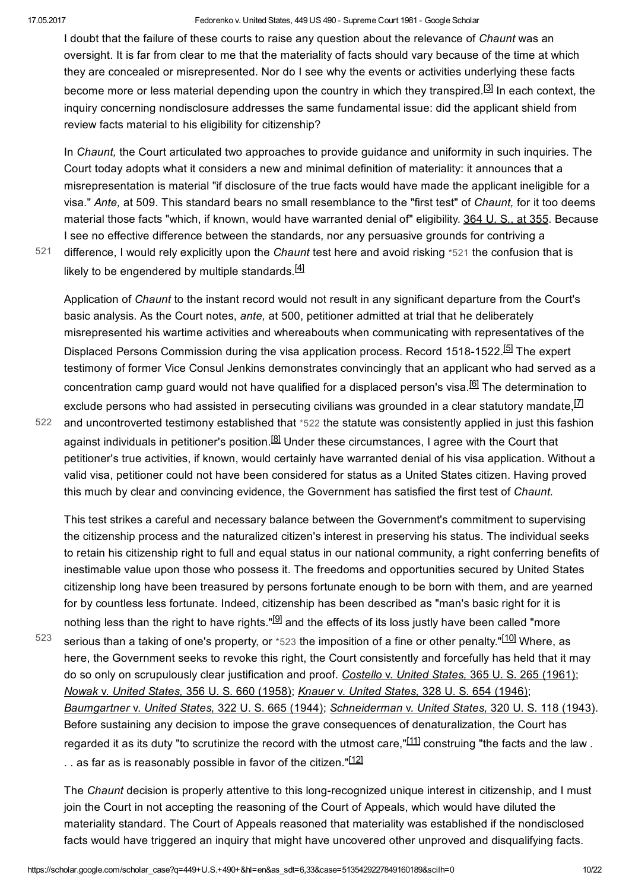I doubt that the failure of these courts to raise any question about the relevance of *Chaunt* was an oversight. It is far from clear to me that the materiality of facts should vary because of the time at which they are concealed or misrepresented. Nor do I see why the events or activities underlying these facts become more or less material depending upon the country in which they transpired.[3] In each context, the inquiry concerning nondisclosure addresses the same fundamental issue: did the applicant shield from review facts material to his eligibility for citizenship?

In *Chaunt,* the Court articulated two approaches to provide guidance and uniformity in such inquiries. The Court today adopts what it considers a new and minimal definition of materiality: it announces that a misrepresentation is material "if disclosure of the true facts would have made the applicant ineligible for a visa." *Ante,* at 509. This standard bears no small resemblance to the "first test" of *Chaunt,* for it too deems material those facts "which, if known, would have warranted denial of" eligibility. 364 U. S., at 355. Because I see no effective difference between the standards, nor any persuasive grounds for contriving a difference, I would rely explicitly upon the *Chaunt* test here and avoid risking *521 the confusion that is likely to be engendered by multiple standards.[4]

Application of *Chaunt* to the instant record would not result in any significant departure from the Court's basic analysis. As the Court notes, *ante,* at 500, petitioner admitted at trial that he deliberately misrepresented his wartime activities and whereabouts when communicating with representatives of the Displaced Persons Commission during the visa application process. Record 1518-1522.[5] The expert testimony of former Vice Consul Jenkins demonstrates convincingly that an applicant who had served as a concentration camp guard would not have qualified for a displaced person's visa.[6] The determination to exclude persons who had assisted in persecuting civilians was grounded in a clear statutory mandate,[7] and uncontroverted testimony established that *522 the statute was consistently applied in just this fashion against individuals in petitioner's position.[8] Under these circumstances, I agree with the Court that petitioner's true activities, if known, would certainly have warranted denial of his visa application. Without a valid visa, petitioner could not have been considered for status as a United States citizen. Having proved this much by clear and convincing evidence, the Government has satisfied the first test of *Chaunt.*

This test strikes a careful and necessary balance between the Government's commitment to supervising the citizenship process and the naturalized citizen's interest in preserving his status. The individual seeks to retain his citizenship right to full and equal status in our national community, a right conferring benefits of inestimable value upon those who possess it. The freedoms and opportunities secured by United States citizenship long have been treasured by persons fortunate enough to be born with them, and are yearned for by countless less fortunate. Indeed, citizenship has been described as "man's basic right for it is nothing less than the right to have rights."[9] and the effects of its loss justly have been called "more serious than a taking of one's property, or *523 the imposition of a fine or other penalty."[10] Where, as here, the Government seeks to revoke this right, the Court consistently and forcefully has held that it may do so only on scrupulously clear justification and proof. *Costello* v. *United States,* 365 U. S. 265 (1961); *Nowak* v. *United States,* 356 U. S. 660 (1958); *Knauer* v. *United States,* 328 U. S. 654 (1946); *Baumgartner* v. *United States,* 322 U. S. 665 (1944); *Schneiderman* v. *United States,* 320 U. S. 118 (1943). Before sustaining any decision to impose the grave consequences of denaturalization, the Court has regarded it as its duty "to scrutinize the record with the utmost care,"[11] construing "the facts and the law . . . as far as is reasonably possible in favor of the citizen."[12]

The *Chaunt* decision is properly attentive to this long-recognized unique interest in citizenship, and I must join the Court in not accepting the reasoning of the Court of Appeals, which would have diluted the materiality standard. The Court of Appeals reasoned that materiality was established if the nondisclosed facts would have triggered an inquiry that might have uncovered other unproved and disqualifying facts.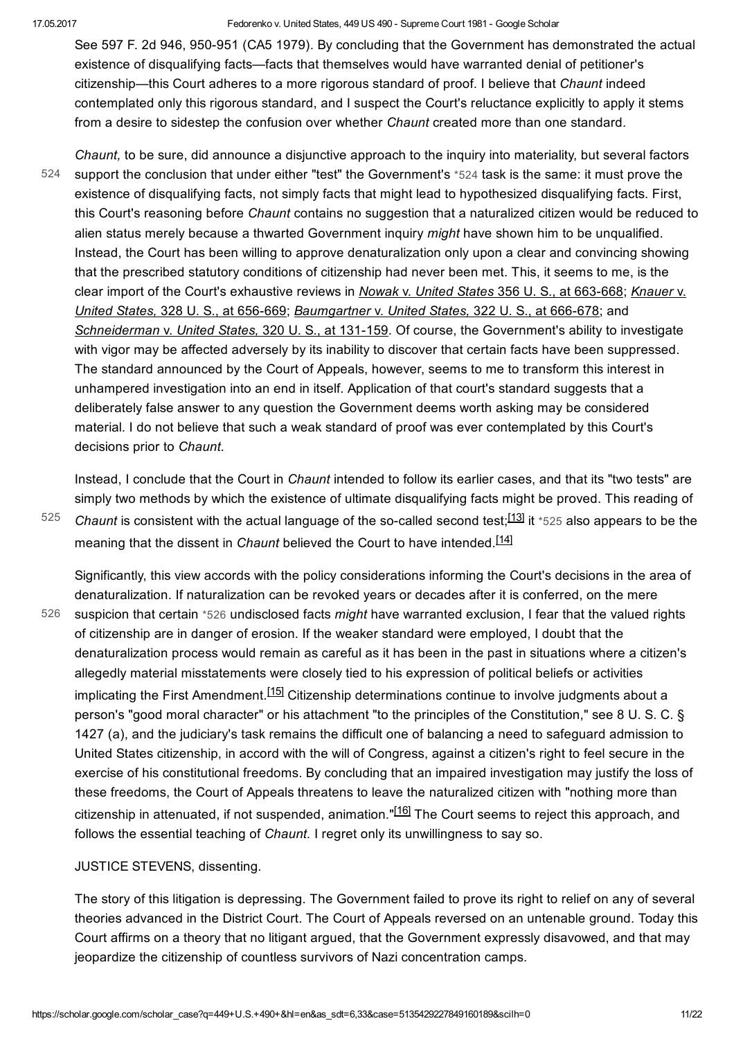See 597 F. 2d 946, 950-951 (CA5 1979). By concluding that the Government has demonstrated the actual existence of disqualifying facts—facts that themselves would have warranted denial of petitioner's citizenship—this Court adheres to a more rigorous standard of proof. I believe that *Chaunt* indeed contemplated only this rigorous standard, and I suspect the Court's reluctance explicitly to apply it stems from a desire to sidestep the confusion over whether *Chaunt* created more than one standard.

*Chaunt,* to be sure, did announce a disjunctive approach to the inquiry into materiality, but several factors support the conclusion that under either "test" the Government's *524 task is the same: it must prove the existence of disqualifying facts, not simply facts that might lead to hypothesized disqualifying facts. First, this Court's reasoning before *Chaunt* contains no suggestion that a naturalized citizen would be reduced to alien status merely because a thwarted Government inquiry *might* have shown him to be unqualified. Instead, the Court has been willing to approve denaturalization only upon a clear and convincing showing that the prescribed statutory conditions of citizenship had never been met. This, it seems to me, is the clear import of the Court's exhaustive reviews in *Nowak* v. *United States* 356 U. S., at 663-668; *Knauer* v. *United States,* 328 U. S., at 656-669; *Baumgartner* v. *United States,* 322 U. S., at 666-678; and *Schneiderman* v. *United States,* 320 U. S., at 131-159. Of course, the Government's ability to investigate with vigor may be affected adversely by its inability to discover that certain facts have been suppressed. The standard announced by the Court of Appeals, however, seems to me to transform this interest in unhampered investigation into an end in itself. Application of that court's standard suggests that a deliberately false answer to any question the Government deems worth asking may be considered material. I do not believe that such a weak standard of proof was ever contemplated by this Court's decisions prior to *Chaunt.*

Instead, I conclude that the Court in *Chaunt* intended to follow its earlier cases, and that its "two tests" are simply two methods by which the existence of ultimate disqualifying facts might be proved. This reading of *Chaunt* is consistent with the actual language of the so-called second test;[13] it *525 also appears to be the meaning that the dissent in *Chaunt* believed the Court to have intended.[14]

Significantly, this view accords with the policy considerations informing the Court's decisions in the area of denaturalization. If naturalization can be revoked years or decades after it is conferred, on the mere suspicion that certain *526 undisclosed facts *might* have warranted exclusion, I fear that the valued rights of citizenship are in danger of erosion. If the weaker standard were employed, I doubt that the denaturalization process would remain as careful as it has been in the past in situations where a citizen's allegedly material misstatements were closely tied to his expression of political beliefs or activities implicating the First Amendment.[15] Citizenship determinations continue to involve judgments about a person's "good moral character" or his attachment "to the principles of the Constitution," see 8 U. S. C. § 1427 (a), and the judiciary's task remains the difficult one of balancing a need to safeguard admission to United States citizenship, in accord with the will of Congress, against a citizen's right to feel secure in the exercise of his constitutional freedoms. By concluding that an impaired investigation may justify the loss of these freedoms, the Court of Appeals threatens to leave the naturalized citizen with "nothing more than citizenship in attenuated, if not suspended, animation."[16] The Court seems to reject this approach, and follows the essential teaching of *Chaunt.* I regret only its unwillingness to say so.

JUSTICE STEVENS, dissenting.

The story of this litigation is depressing. The Government failed to prove its right to relief on any of several theories advanced in the District Court. The Court of Appeals reversed on an untenable ground. Today this Court affirms on a theory that no litigant argued, that the Government expressly disavowed, and that may jeopardize the citizenship of countless survivors of Nazi concentration camps.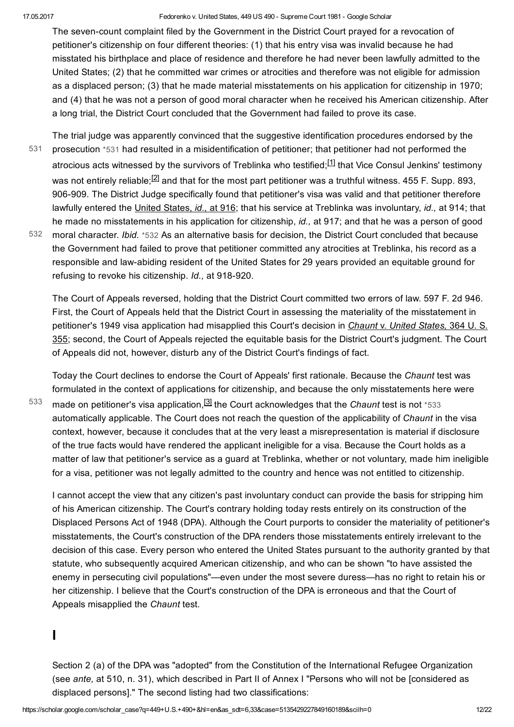The seven-count complaint filed by the Government in the District Court prayed for a revocation of petitioner's citizenship on four different theories: (1) that his entry visa was invalid because he had misstated his birthplace and place of residence and therefore he had never been lawfully admitted to the United States; (2) that he committed war crimes or atrocities and therefore was not eligible for admission as a displaced person; (3) that he made material misstatements on his application for citizenship in 1970; and (4) that he was not a person of good moral character when he received his American citizenship. After a long trial, the District Court concluded that the Government had failed to prove its case.

The trial judge was apparently convinced that the suggestive identification procedures endorsed by the prosecution *531 had resulted in a misidentification of petitioner; that petitioner had not performed the atrocious acts witnessed by the survivors of Treblinka who testified;[1] that Vice Consul Jenkins' testimony was not entirely reliable;[2] and that for the most part petitioner was a truthful witness. 455 F. Supp. 893, 906-909. The District Judge specifically found that petitioner's visa was valid and that petitioner therefore lawfully entered the United States, *id.,* at 916; that his service at Treblinka was involuntary, *id.,* at 914; that he made no misstatements in his application for citizenship, *id.,* at 917; and that he was a person of good moral character. *Ibid*. *532 As an alternative basis for decision, the District Court concluded that because the Government had failed to prove that petitioner committed any atrocities at Treblinka, his record as a responsible and law-abiding resident of the United States for 29 years provided an equitable ground for refusing to revoke his citizenship. *Id.,* at 918-920.

The Court of Appeals reversed, holding that the District Court committed two errors of law. 597 F. 2d 946. First, the Court of Appeals held that the District Court in assessing the materiality of the misstatement in petitioner's 1949 visa application had misapplied this Court's decision in *Chaunt* v. *United States,* 364 U. S. 355; second, the Court of Appeals rejected the equitable basis for the District Court's judgment. The Court of Appeals did not, however, disturb any of the District Court's findings of fact.

Today the Court declines to endorse the Court of Appeals' first rationale. Because the *Chaunt* test was formulated in the context of applications for citizenship, and because the only misstatements here were made on petitioner's visa application,[3] the Court acknowledges that the *Chaunt* test is not *533 automatically applicable. The Court does not reach the question of the applicability of *Chaunt* in the visa context, however, because it concludes that at the very least a misrepresentation is material if disclosure of the true facts would have rendered the applicant ineligible for a visa. Because the Court holds as a matter of law that petitioner's service as a guard at Treblinka, whether or not voluntary, made him ineligible for a visa, petitioner was not legally admitted to the country and hence was not entitled to citizenship.

I cannot accept the view that any citizen's past involuntary conduct can provide the basis for stripping him of his American citizenship. The Court's contrary holding today rests entirely on its construction of the Displaced Persons Act of 1948 (DPA). Although the Court purports to consider the materiality of petitioner's misstatements, the Court's construction of the DPA renders those misstatements entirely irrelevant to the decision of this case. Every person who entered the United States pursuant to the authority granted by that statute, who subsequently acquired American citizenship, and who can be shown "to have assisted the enemy in persecuting civil populations"—even under the most severe duress—has no right to retain his or her citizenship. I believe that the Court's construction of the DPA is erroneous and that the Court of Appeals misapplied the *Chaunt* test.

# I

Section 2 (a) of the DPA was "adopted" from the Constitution of the International Refugee Organization (see *ante,* at 510, n. 31), which described in Part II of Annex I "Persons who will not be [considered as displaced persons]." The second listing had two classifications: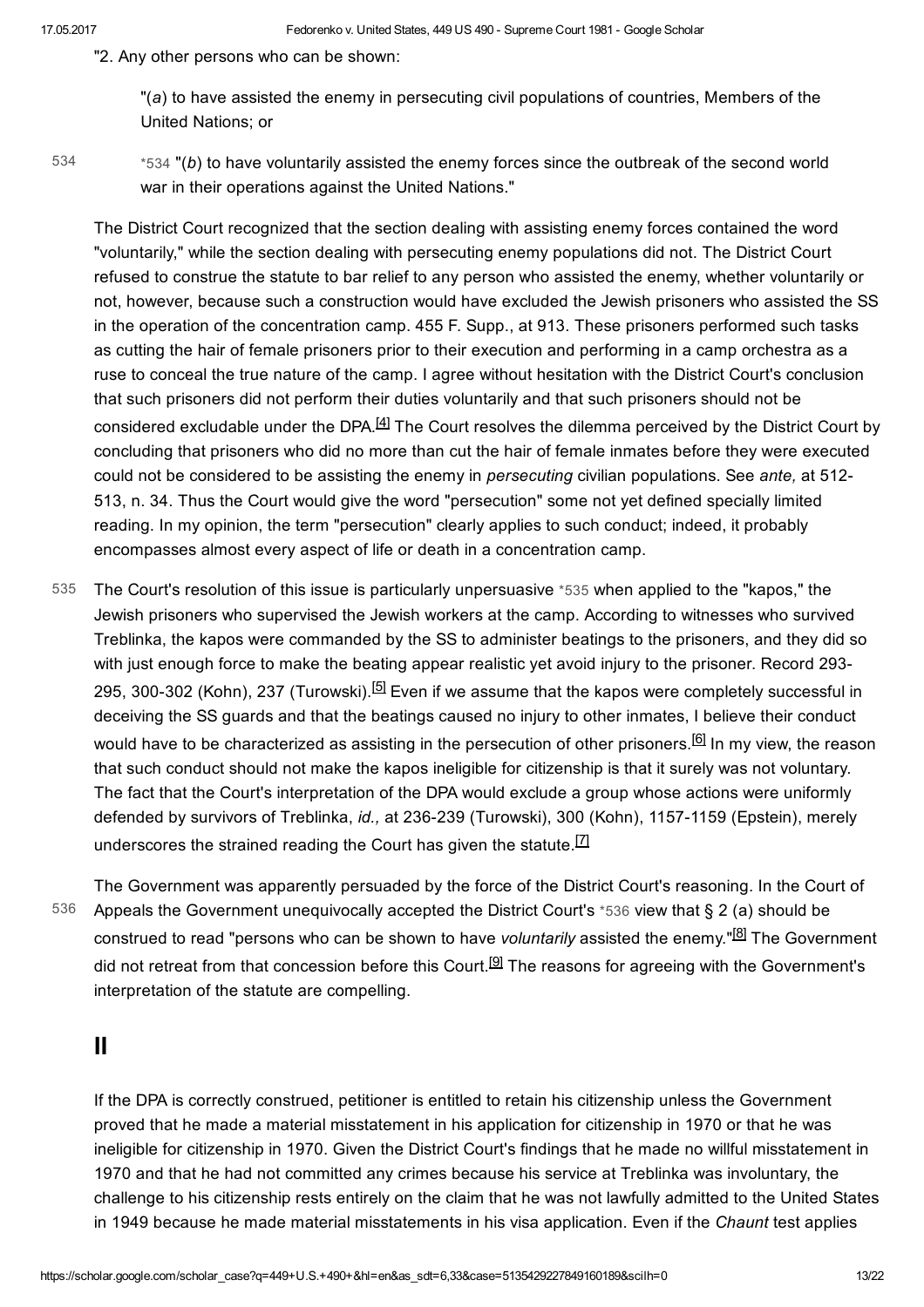"2. Any other persons who can be shown:

"(*a*) to have assisted the enemy in persecuting civil populations of countries, Members of the United Nations; or

*534 "(*b*) to have voluntarily assisted the enemy forces since the outbreak of the second world war in their operations against the United Nations."

The District Court recognized that the section dealing with assisting enemy forces contained the word "voluntarily," while the section dealing with persecuting enemy populations did not. The District Court refused to construe the statute to bar relief to any person who assisted the enemy, whether voluntarily or not, however, because such a construction would have excluded the Jewish prisoners who assisted the SS in the operation of the concentration camp. 455 F. Supp., at 913. These prisoners performed such tasks as cutting the hair of female prisoners prior to their execution and performing in a camp orchestra as a ruse to conceal the true nature of the camp. I agree without hesitation with the District Court's conclusion that such prisoners did not perform their duties voluntarily and that such prisoners should not be considered excludable under the DPA.[4] The Court resolves the dilemma perceived by the District Court by concluding that prisoners who did no more than cut the hair of female inmates before they were executed could not be considered to be assisting the enemy in *persecuting* civilian populations. See *ante,* at 512-513, n. 34. Thus the Court would give the word "persecution" some not yet defined specially limited reading. In my opinion, the term "persecution" clearly applies to such conduct; indeed, it probably encompasses almost every aspect of life or death in a concentration camp.

The Court's resolution of this issue is particularly unpersuasive *535 when applied to the "kapos," the Jewish prisoners who supervised the Jewish workers at the camp. According to witnesses who survived Treblinka, the kapos were commanded by the SS to administer beatings to the prisoners, and they did so with just enough force to make the beating appear realistic yet avoid injury to the prisoner. Record 293-295, 300-302 (Kohn), 237 (Turowski).[5] Even if we assume that the kapos were completely successful in deceiving the SS guards and that the beatings caused no injury to other inmates, I believe their conduct would have to be characterized as assisting in the persecution of other prisoners.[6] In my view, the reason that such conduct should not make the kapos ineligible for citizenship is that it surely was not voluntary. The fact that the Court's interpretation of the DPA would exclude a group whose actions were uniformly defended by survivors of Treblinka, *id.,* at 236-239 (Turowski), 300 (Kohn), 1157-1159 (Epstein), merely underscores the strained reading the Court has given the statute.[7]

The Government was apparently persuaded by the force of the District Court's reasoning. In the Court of Appeals the Government unequivocally accepted the District Court's *536 view that § 2 (a) should be construed to read "persons who can be shown to have *voluntarily* assisted the enemy."[8] The Government did not retreat from that concession before this Court.[9] The reasons for agreeing with the Government's interpretation of the statute are compelling.

## II

If the DPA is correctly construed, petitioner is entitled to retain his citizenship unless the Government proved that he made a material misstatement in his application for citizenship in 1970 or that he was ineligible for citizenship in 1970. Given the District Court's findings that he made no willful misstatement in 1970 and that he had not committed any crimes because his service at Treblinka was involuntary, the challenge to his citizenship rests entirely on the claim that he was not lawfully admitted to the United States in 1949 because he made material misstatements in his visa application. Even if the *Chaunt* test applies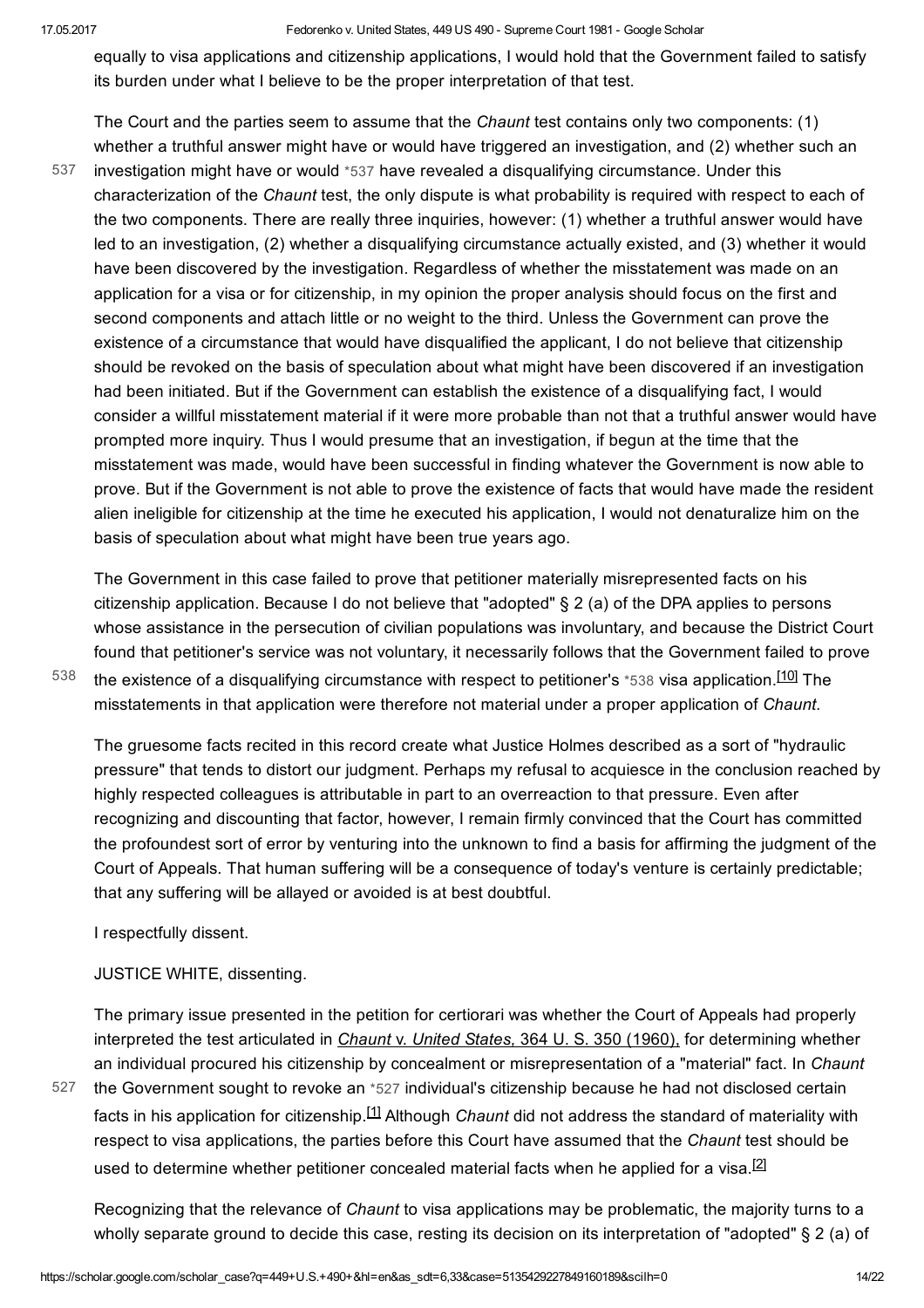equally to visa applications and citizenship applications, I would hold that the Government failed to satisfy its burden under what I believe to be the proper interpretation of that test.

The Court and the parties seem to assume that the *Chaunt* test contains only two components: (1) whether a truthful answer might have or would have triggered an investigation, and (2) whether such an investigation might have or would *537 have revealed a disqualifying circumstance. Under this characterization of the *Chaunt* test, the only dispute is what probability is required with respect to each of the two components. There are really three inquiries, however: (1) whether a truthful answer would have led to an investigation, (2) whether a disqualifying circumstance actually existed, and (3) whether it would have been discovered by the investigation. Regardless of whether the misstatement was made on an application for a visa or for citizenship, in my opinion the proper analysis should focus on the first and second components and attach little or no weight to the third. Unless the Government can prove the existence of a circumstance that would have disqualified the applicant, I do not believe that citizenship should be revoked on the basis of speculation about what might have been discovered if an investigation had been initiated. But if the Government can establish the existence of a disqualifying fact, I would consider a willful misstatement material if it were more probable than not that a truthful answer would have prompted more inquiry. Thus I would presume that an investigation, if begun at the time that the misstatement was made, would have been successful in finding whatever the Government is now able to prove. But if the Government is not able to prove the existence of facts that would have made the resident alien ineligible for citizenship at the time he executed his application, I would not denaturalize him on the basis of speculation about what might have been true years ago.

The Government in this case failed to prove that petitioner materially misrepresented facts on his citizenship application. Because I do not believe that "adopted" § 2 (a) of the DPA applies to persons whose assistance in the persecution of civilian populations was involuntary, and because the District Court found that petitioner's service was not voluntary, it necessarily follows that the Government failed to prove the existence of a disqualifying circumstance with respect to petitioner's *538 visa application.[10] The misstatements in that application were therefore not material under a proper application of *Chaunt.*

The gruesome facts recited in this record create what Justice Holmes described as a sort of "hydraulic pressure" that tends to distort our judgment. Perhaps my refusal to acquiesce in the conclusion reached by highly respected colleagues is attributable in part to an overreaction to that pressure. Even after recognizing and discounting that factor, however, I remain firmly convinced that the Court has committed the profoundest sort of error by venturing into the unknown to find a basis for affirming the judgment of the Court of Appeals. That human suffering will be a consequence of today's venture is certainly predictable; that any suffering will be allayed or avoided is at best doubtful.

I respectfully dissent.

JUSTICE WHITE, dissenting.

The primary issue presented in the petition for certiorari was whether the Court of Appeals had properly interpreted the test articulated in *Chaunt* v. *United States,* 364 U. S. 350 (1960), for determining whether an individual procured his citizenship by concealment or misrepresentation of a "material" fact. In *Chaunt* the Government sought to revoke an *527 individual's citizenship because he had not disclosed certain facts in his application for citizenship.[1] Although *Chaunt* did not address the standard of materiality with respect to visa applications, the parties before this Court have assumed that the *Chaunt* test should be used to determine whether petitioner concealed material facts when he applied for a visa.[2]

Recognizing that the relevance of *Chaunt* to visa applications may be problematic, the majority turns to a wholly separate ground to decide this case, resting its decision on its interpretation of "adopted" § 2 (a) of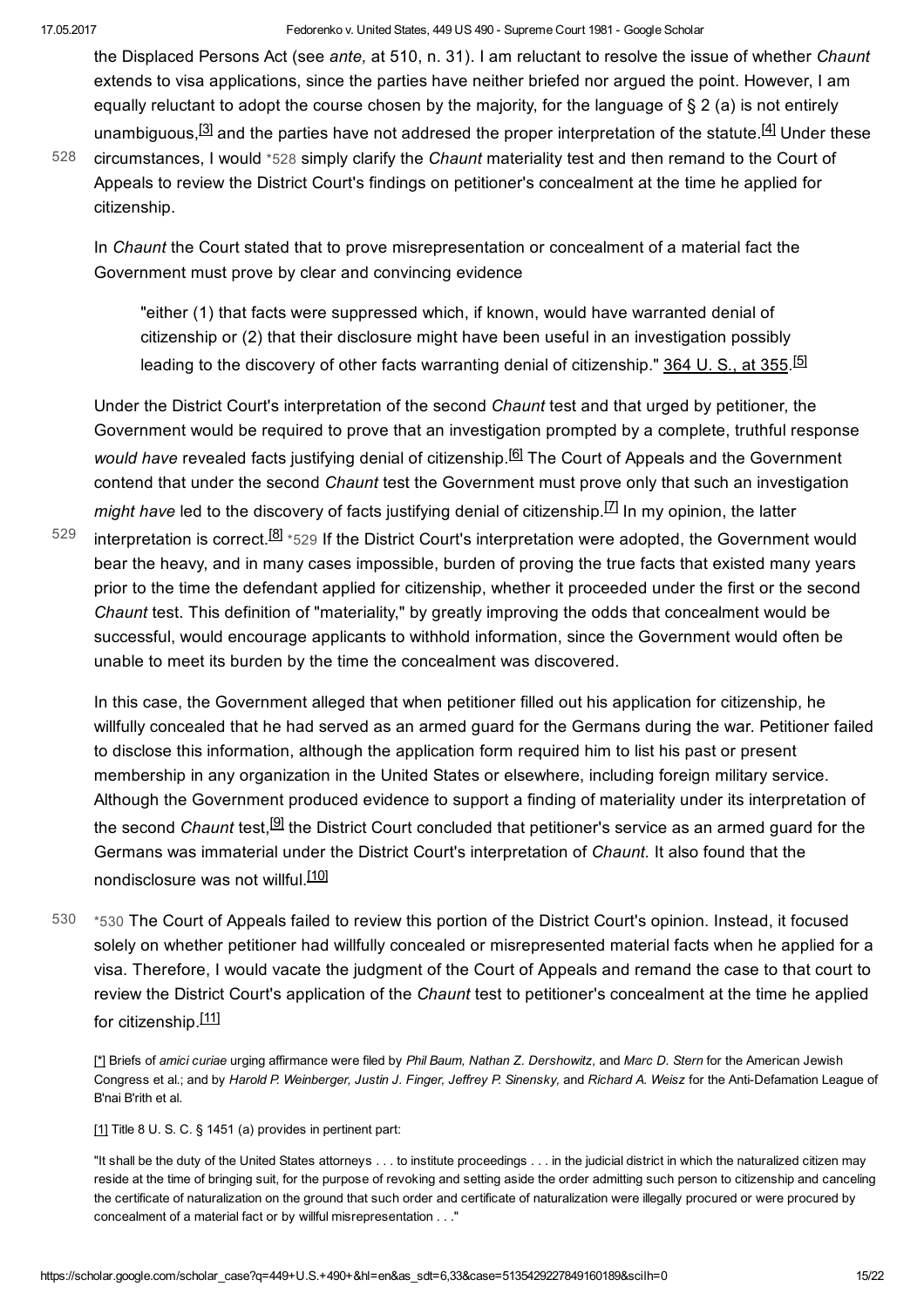the Displaced Persons Act (see *ante,* at 510, n. 31). I am reluctant to resolve the issue of whether *Chaunt* extends to visa applications, since the parties have neither briefed nor argued the point. However, I am equally reluctant to adopt the course chosen by the majority, for the language of § 2 (a) is not entirely unambiguous,[3] and the parties have not addresed the proper interpretation of the statute.[4] Under these circumstances, I would *528 simply clarify the *Chaunt* materiality test and then remand to the Court of Appeals to review the District Court's findings on petitioner's concealment at the time he applied for citizenship.

In *Chaunt* the Court stated that to prove misrepresentation or concealment of a material fact the Government must prove by clear and convincing evidence

> "either (1) that facts were suppressed which, if known, would have warranted denial of citizenship or (2) that their disclosure might have been useful in an investigation possibly leading to the discovery of other facts warranting denial of citizenship." 364 U. S., at 355.[5]

Under the District Court's interpretation of the second *Chaunt* test and that urged by petitioner, the Government would be required to prove that an investigation prompted by a complete, truthful response *would have* revealed facts justifying denial of citizenship.[6] The Court of Appeals and the Government contend that under the second *Chaunt* test the Government must prove only that such an investigation *might have* led to the discovery of facts justifying denial of citizenship.[7] In my opinion, the latter interpretation is correct.[8] *529 If the District Court's interpretation were adopted, the Government would bear the heavy, and in many cases impossible, burden of proving the true facts that existed many years prior to the time the defendant applied for citizenship, whether it proceeded under the first or the second *Chaunt* test. This definition of "materiality," by greatly improving the odds that concealment would be successful, would encourage applicants to withhold information, since the Government would often be unable to meet its burden by the time the concealment was discovered.

In this case, the Government alleged that when petitioner filled out his application for citizenship, he willfully concealed that he had served as an armed guard for the Germans during the war. Petitioner failed to disclose this information, although the application form required him to list his past or present membership in any organization in the United States or elsewhere, including foreign military service. Although the Government produced evidence to support a finding of materiality under its interpretation of the second *Chaunt* test,[9] the District Court concluded that petitioner's service as an armed guard for the Germans was immaterial under the District Court's interpretation of *Chaunt.* It also found that the nondisclosure was not willful.[10]

*530 The Court of Appeals failed to review this portion of the District Court's opinion. Instead, it focused solely on whether petitioner had willfully concealed or misrepresented material facts when he applied for a visa. Therefore, I would vacate the judgment of the Court of Appeals and remand the case to that court to review the District Court's application of the *Chaunt* test to petitioner's concealment at the time he applied for citizenship.[11]

[*] Briefs of *amici curiae* urging affirmance were filed by *Phil Baum, Nathan Z. Dershowitz*, and *Marc D. Stern* for the American Jewish Congress et al.; and by *Harold P. Weinberger, Justin J. Finger, Jeffrey P. Sinensky,* and *Richard A. Weisz* for the Anti-Defamation League of B'nai B'rith et al.

[1] Title 8 U. S. C. § 1451 (a) provides in pertinent part:

"It shall be the duty of the United States attorneys . . . to institute proceedings . . . in the judicial district in which the naturalized citizen may reside at the time of bringing suit, for the purpose of revoking and setting aside the order admitting such person to citizenship and canceling the certificate of naturalization on the ground that such order and certificate of naturalization were illegally procured or were procured by concealment of a material fact or by willful misrepresentation . . ."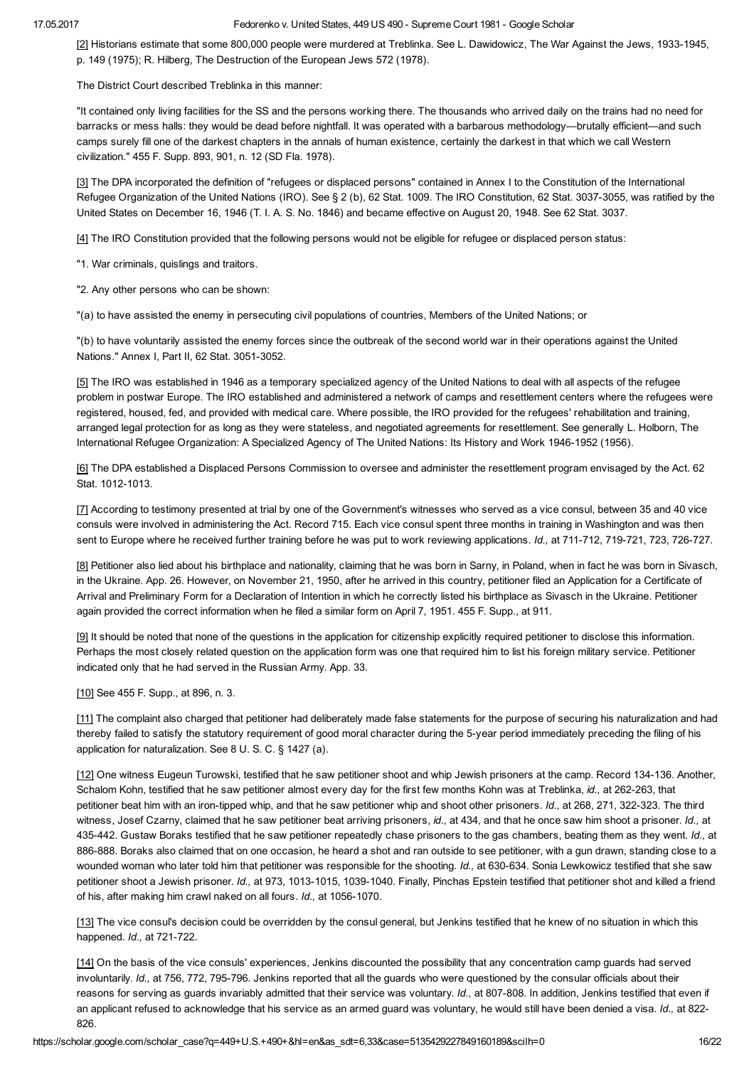[2] Historians estimate that some 800,000 people were murdered at Treblinka. See L. Dawidowicz, The War Against the Jews, 1933-1945, p. 149 (1975); R. Hilberg, The Destruction of the European Jews 572 (1978).

The District Court described Treblinka in this manner:

"It contained only living facilities for the SS and the persons working there. The thousands who arrived daily on the trains had no need for barracks or mess halls: they would be dead before nightfall. It was operated with a barbarous methodology—brutally efficient—and such camps surely fill one of the darkest chapters in the annals of human existence, certainly the darkest in that which we call Western civilization." 455 F. Supp. 893, 901, n. 12 (SD Fla. 1978).

[3] The DPA incorporated the definition of "refugees or displaced persons" contained in Annex I to the Constitution of the International Refugee Organization of the United Nations (IRO). See § 2 (b), 62 Stat. 1009. The IRO Constitution, 62 Stat. 3037-3055, was ratified by the United States on December 16, 1946 (T. I. A. S. No. 1846) and became effective on August 20, 1948. See 62 Stat. 3037.

[4] The IRO Constitution provided that the following persons would not be eligible for refugee or displaced person status:

"1. War criminals, quislings and traitors.

"2. Any other persons who can be shown:

"(a) to have assisted the enemy in persecuting civil populations of countries, Members of the United Nations; or

"(b) to have voluntarily assisted the enemy forces since the outbreak of the second world war in their operations against the United Nations." Annex I, Part II, 62 Stat. 3051-3052.

[5] The IRO was established in 1946 as a temporary specialized agency of the United Nations to deal with all aspects of the refugee problem in postwar Europe. The IRO established and administered a network of camps and resettlement centers where the refugees were registered, housed, fed, and provided with medical care. Where possible, the IRO provided for the refugees' rehabilitation and training, arranged legal protection for as long as they were stateless, and negotiated agreements for resettlement. See generally L. Holborn, The International Refugee Organization: A Specialized Agency of The United Nations: Its History and Work 1946-1952 (1956).

[6] The DPA established a Displaced Persons Commission to oversee and administer the resettlement program envisaged by the Act. 62 Stat. 1012-1013.

[7] According to testimony presented at trial by one of the Government's witnesses who served as a vice consul, between 35 and 40 vice consuls were involved in administering the Act. Record 715. Each vice consul spent three months in training in Washington and was then sent to Europe where he received further training before he was put to work reviewing applications. *Id.,* at 711-712, 719-721, 723, 726-727.

[8] Petitioner also lied about his birthplace and nationality, claiming that he was born in Sarny, in Poland, when in fact he was born in Sivasch, in the Ukraine. App. 26. However, on November 21, 1950, after he arrived in this country, petitioner filed an Application for a Certificate of Arrival and Preliminary Form for a Declaration of Intention in which he correctly listed his birthplace as Sivasch in the Ukraine. Petitioner again provided the correct information when he filed a similar form on April 7, 1951. 455 F. Supp., at 911.

[9] It should be noted that none of the questions in the application for citizenship explicitly required petitioner to disclose this information. Perhaps the most closely related question on the application form was one that required him to list his foreign military service. Petitioner indicated only that he had served in the Russian Army. App. 33.

[10] See 455 F. Supp., at 896, n. 3.

[11] The complaint also charged that petitioner had deliberately made false statements for the purpose of securing his naturalization and had thereby failed to satisfy the statutory requirement of good moral character during the 5-year period immediately preceding the filing of his application for naturalization. See 8 U. S. C. § 1427 (a).

[12] One witness Eugeun Turowski, testified that he saw petitioner shoot and whip Jewish prisoners at the camp. Record 134-136. Another, Schalom Kohn, testified that he saw petitioner almost every day for the first few months Kohn was at Treblinka, *id.,* at 262-263, that petitioner beat him with an iron-tipped whip, and that he saw petitioner whip and shoot other prisoners. *Id.,* at 268, 271, 322-323. The third witness, Josef Czarny, claimed that he saw petitioner beat arriving prisoners, *id.,* at 434, and that he once saw him shoot a prisoner. *Id.,* at 435-442. Gustaw Boraks testified that he saw petitioner repeatedly chase prisoners to the gas chambers, beating them as they went. *Id.,* at 886-888. Boraks also claimed that on one occasion, he heard a shot and ran outside to see petitioner, with a gun drawn, standing close to a wounded woman who later told him that petitioner was responsible for the shooting. *Id.,* at 630-634. Sonia Lewkowicz testified that she saw petitioner shoot a Jewish prisoner. *Id.,* at 973, 1013-1015, 1039-1040. Finally, Pinchas Epstein testified that petitioner shot and killed a friend of his, after making him crawl naked on all fours. *Id.,* at 1056-1070.

[13] The vice consul's decision could be overridden by the consul general, but Jenkins testified that he knew of no situation in which this happened. *Id.,* at 721-722.

[14] On the basis of the vice consuls' experiences, Jenkins discounted the possibility that any concentration camp guards had served involuntarily. *Id.,* at 756, 772, 795-796. Jenkins reported that all the guards who were questioned by the consular officials about their reasons for serving as guards invariably admitted that their service was voluntary. *Id.,* at 807-808. In addition, Jenkins testified that even if an applicant refused to acknowledge that his service as an armed guard was voluntary, he would still have been denied a visa. *Id.,* at 822-826.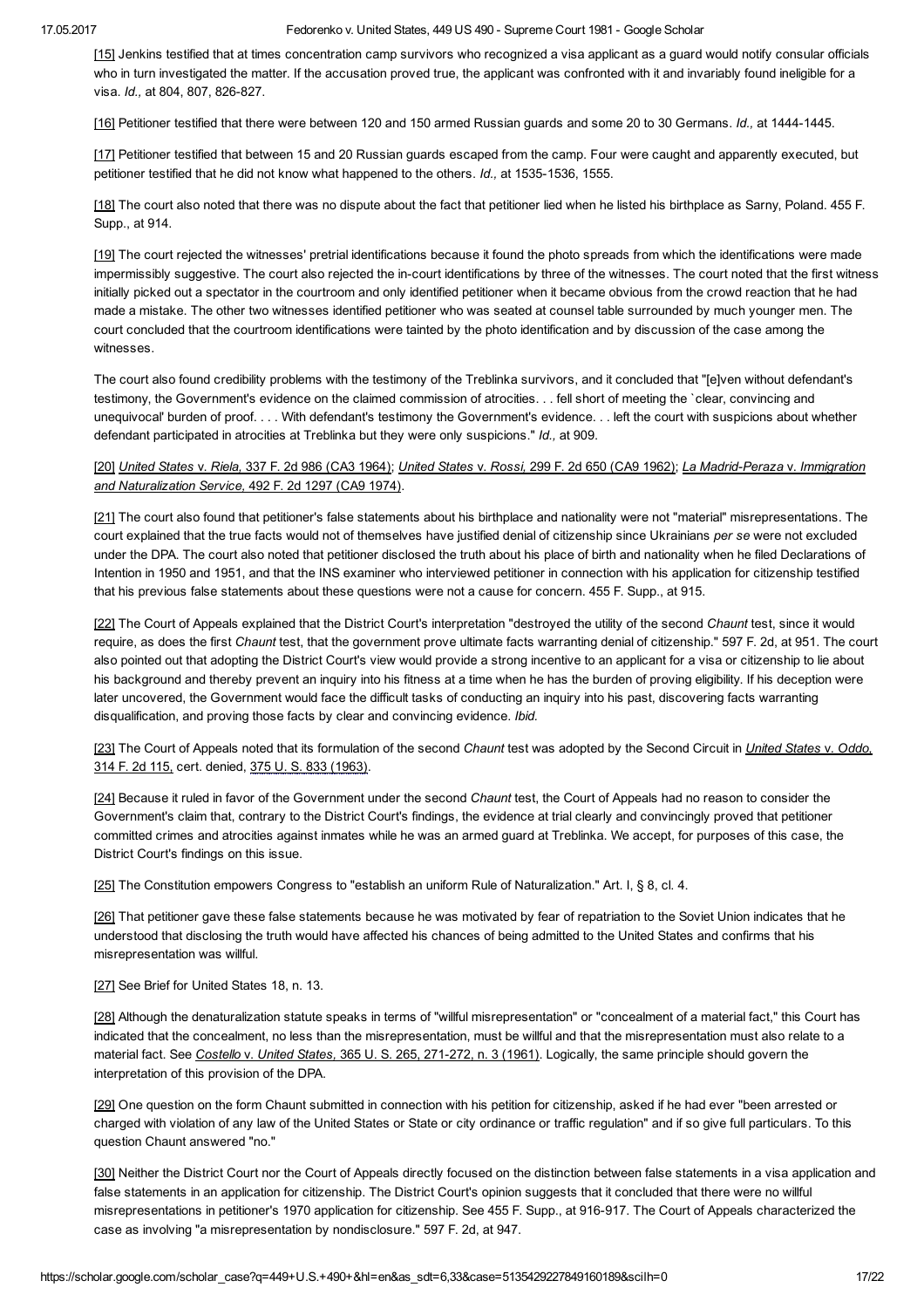[15] Jenkins testified that at times concentration camp survivors who recognized a visa applicant as a guard would notify consular officials who in turn investigated the matter. If the accusation proved true, the applicant was confronted with it and invariably found ineligible for a visa. *Id.,* at 804, 807, 826-827.

[16] Petitioner testified that there were between 120 and 150 armed Russian guards and some 20 to 30 Germans. *Id.,* at 1444-1445.

[17] Petitioner testified that between 15 and 20 Russian guards escaped from the camp. Four were caught and apparently executed, but petitioner testified that he did not know what happened to the others. *Id.,* at 1535-1536, 1555.

[18] The court also noted that there was no dispute about the fact that petitioner lied when he listed his birthplace as Sarny, Poland. 455 F. Supp., at 914.

[19] The court rejected the witnesses' pretrial identifications because it found the photo spreads from which the identifications were made impermissibly suggestive. The court also rejected the in-court identifications by three of the witnesses. The court noted that the first witness initially picked out a spectator in the courtroom and only identified petitioner when it became obvious from the crowd reaction that he had made a mistake. The other two witnesses identified petitioner who was seated at counsel table surrounded by much younger men. The court concluded that the courtroom identifications were tainted by the photo identification and by discussion of the case among the witnesses.

The court also found credibility problems with the testimony of the Treblinka survivors, and it concluded that "[e]ven without defendant's testimony, the Government's evidence on the claimed commission of atrocities. . . fell short of meeting the `clear, convincing and unequivocal' burden of proof. . . . With defendant's testimony the Government's evidence. . . left the court with suspicions about whether defendant participated in atrocities at Treblinka but they were only suspicions." *Id.,* at 909.

[20] *United States* v. *Riela,* 337 F. 2d 986 (CA3 1964); *United States* v. *Rossi,* 299 F. 2d 650 (CA9 1962); *La Madrid-Peraza* v. *Immigration and Naturalization Service,* 492 F. 2d 1297 (CA9 1974).

[21] The court also found that petitioner's false statements about his birthplace and nationality were not "material" misrepresentations. The court explained that the true facts would not of themselves have justified denial of citizenship since Ukrainians *per se* were not excluded under the DPA. The court also noted that petitioner disclosed the truth about his place of birth and nationality when he filed Declarations of Intention in 1950 and 1951, and that the INS examiner who interviewed petitioner in connection with his application for citizenship testified that his previous false statements about these questions were not a cause for concern. 455 F. Supp., at 915.

[22] The Court of Appeals explained that the District Court's interpretation "destroyed the utility of the second *Chaunt* test, since it would require, as does the first *Chaunt* test, that the government prove ultimate facts warranting denial of citizenship." 597 F. 2d, at 951. The court also pointed out that adopting the District Court's view would provide a strong incentive to an applicant for a visa or citizenship to lie about his background and thereby prevent an inquiry into his fitness at a time when he has the burden of proving eligibility. If his deception were later uncovered, the Government would face the difficult tasks of conducting an inquiry into his past, discovering facts warranting disqualification, and proving those facts by clear and convincing evidence. *Ibid.*

[23] The Court of Appeals noted that its formulation of the second *Chaunt* test was adopted by the Second Circuit in *United States* v. *Oddo,* 314 F. 2d 115, cert. denied, 375 U. S. 833 (1963).

[24] Because it ruled in favor of the Government under the second *Chaunt* test, the Court of Appeals had no reason to consider the Government's claim that, contrary to the District Court's findings, the evidence at trial clearly and convincingly proved that petitioner committed crimes and atrocities against inmates while he was an armed guard at Treblinka. We accept, for purposes of this case, the District Court's findings on this issue.

[25] The Constitution empowers Congress to "establish an uniform Rule of Naturalization." Art. I, § 8, cl. 4.

[26] That petitioner gave these false statements because he was motivated by fear of repatriation to the Soviet Union indicates that he understood that disclosing the truth would have affected his chances of being admitted to the United States and confirms that his misrepresentation was willful.

[27] See Brief for United States 18, n. 13.

[28] Although the denaturalization statute speaks in terms of "willful misrepresentation" or "concealment of a material fact," this Court has indicated that the concealment, no less than the misrepresentation, must be willful and that the misrepresentation must also relate to a material fact. See *Costello* v. *United States,* 365 U. S. 265, 271-272, n. 3 (1961). Logically, the same principle should govern the interpretation of this provision of the DPA.

[29] One question on the form Chaunt submitted in connection with his petition for citizenship, asked if he had ever "been arrested or charged with violation of any law of the United States or State or city ordinance or traffic regulation" and if so give full particulars. To this question Chaunt answered "no."

[30] Neither the District Court nor the Court of Appeals directly focused on the distinction between false statements in a visa application and false statements in an application for citizenship. The District Court's opinion suggests that it concluded that there were no willful misrepresentations in petitioner's 1970 application for citizenship. See 455 F. Supp., at 916-917. The Court of Appeals characterized the case as involving "a misrepresentation by nondisclosure." 597 F. 2d, at 947.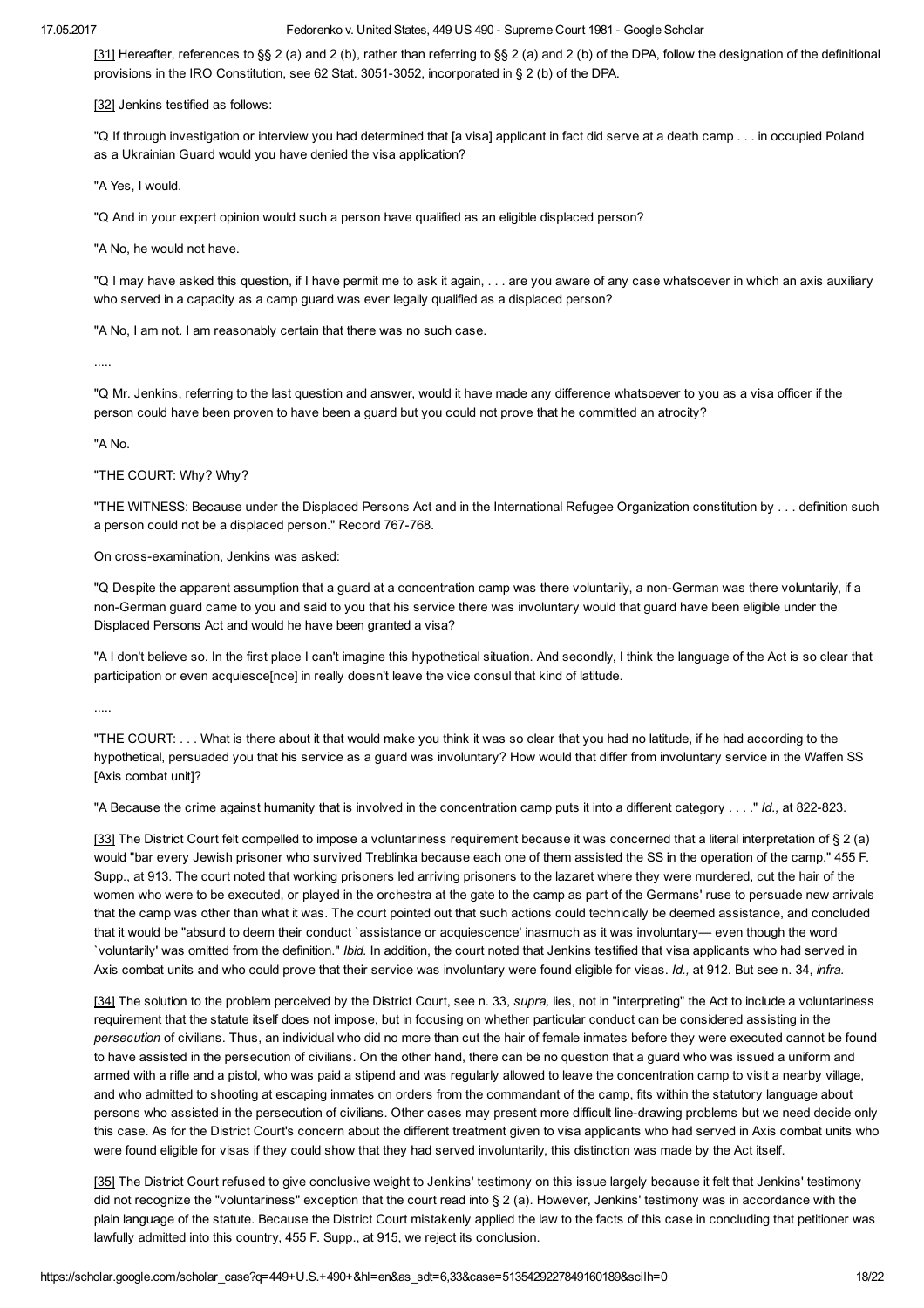[31] Hereafter, references to §§ 2 (a) and 2 (b), rather than referring to §§ 2 (a) and 2 (b) of the DPA, follow the designation of the definitional provisions in the IRO Constitution, see 62 Stat. 3051-3052, incorporated in § 2 (b) of the DPA.

[32] Jenkins testified as follows:

"Q If through investigation or interview you had determined that [a visa] applicant in fact did serve at a death camp . . . in occupied Poland as a Ukrainian Guard would you have denied the visa application?

"A Yes, I would.

"Q And in your expert opinion would such a person have qualified as an eligible displaced person?

"A No, he would not have.

"Q I may have asked this question, if I have permit me to ask it again, . . . are you aware of any case whatsoever in which an axis auxiliary who served in a capacity as a camp guard was ever legally qualified as a displaced person?

"A No, I am not. I am reasonably certain that there was no such case.

.....

"Q Mr. Jenkins, referring to the last question and answer, would it have made any difference whatsoever to you as a visa officer if the person could have been proven to have been a guard but you could not prove that he committed an atrocity?

"A No.

"THE COURT: Why? Why?

"THE WITNESS: Because under the Displaced Persons Act and in the International Refugee Organization constitution by . . . definition such a person could not be a displaced person." Record 767-768.

On cross-examination, Jenkins was asked:

"Q Despite the apparent assumption that a guard at a concentration camp was there voluntarily, a non-German was there voluntarily, if a non-German guard came to you and said to you that his service there was involuntary would that guard have been eligible under the Displaced Persons Act and would he have been granted a visa?

"A I don't believe so. In the first place I can't imagine this hypothetical situation. And secondly, I think the language of the Act is so clear that participation or even acquiesce[nce] in really doesn't leave the vice consul that kind of latitude.

.....

"THE COURT: . . . What is there about it that would make you think it was so clear that you had no latitude, if he had according to the hypothetical, persuaded you that his service as a guard was involuntary? How would that differ from involuntary service in the Waffen SS [Axis combat unit]?

"A Because the crime against humanity that is involved in the concentration camp puts it into a different category . . . ." *Id.,* at 822-823.

[33] The District Court felt compelled to impose a voluntariness requirement because it was concerned that a literal interpretation of § 2 (a) would "bar every Jewish prisoner who survived Treblinka because each one of them assisted the SS in the operation of the camp." 455 F. Supp., at 913. The court noted that working prisoners led arriving prisoners to the lazaret where they were murdered, cut the hair of the women who were to be executed, or played in the orchestra at the gate to the camp as part of the Germans' ruse to persuade new arrivals that the camp was other than what it was. The court pointed out that such actions could technically be deemed assistance, and concluded that it would be "absurd to deem their conduct `assistance or acquiescence' inasmuch as it was involuntary— even though the word `voluntarily' was omitted from the definition." *Ibid.* In addition, the court noted that Jenkins testified that visa applicants who had served in Axis combat units and who could prove that their service was involuntary were found eligible for visas. *Id.,* at 912. But see n. 34, *infra.*

[34] The solution to the problem perceived by the District Court, see n. 33, *supra,* lies, not in "interpreting" the Act to include a voluntariness requirement that the statute itself does not impose, but in focusing on whether particular conduct can be considered assisting in the *persecution* of civilians. Thus, an individual who did no more than cut the hair of female inmates before they were executed cannot be found to have assisted in the persecution of civilians. On the other hand, there can be no question that a guard who was issued a uniform and armed with a rifle and a pistol, who was paid a stipend and was regularly allowed to leave the concentration camp to visit a nearby village, and who admitted to shooting at escaping inmates on orders from the commandant of the camp, fits within the statutory language about persons who assisted in the persecution of civilians. Other cases may present more difficult line-drawing problems but we need decide only this case. As for the District Court's concern about the different treatment given to visa applicants who had served in Axis combat units who were found eligible for visas if they could show that they had served involuntarily, this distinction was made by the Act itself.

[35] The District Court refused to give conclusive weight to Jenkins' testimony on this issue largely because it felt that Jenkins' testimony did not recognize the "voluntariness" exception that the court read into § 2 (a). However, Jenkins' testimony was in accordance with the plain language of the statute. Because the District Court mistakenly applied the law to the facts of this case in concluding that petitioner was lawfully admitted into this country, 455 F. Supp., at 915, we reject its conclusion.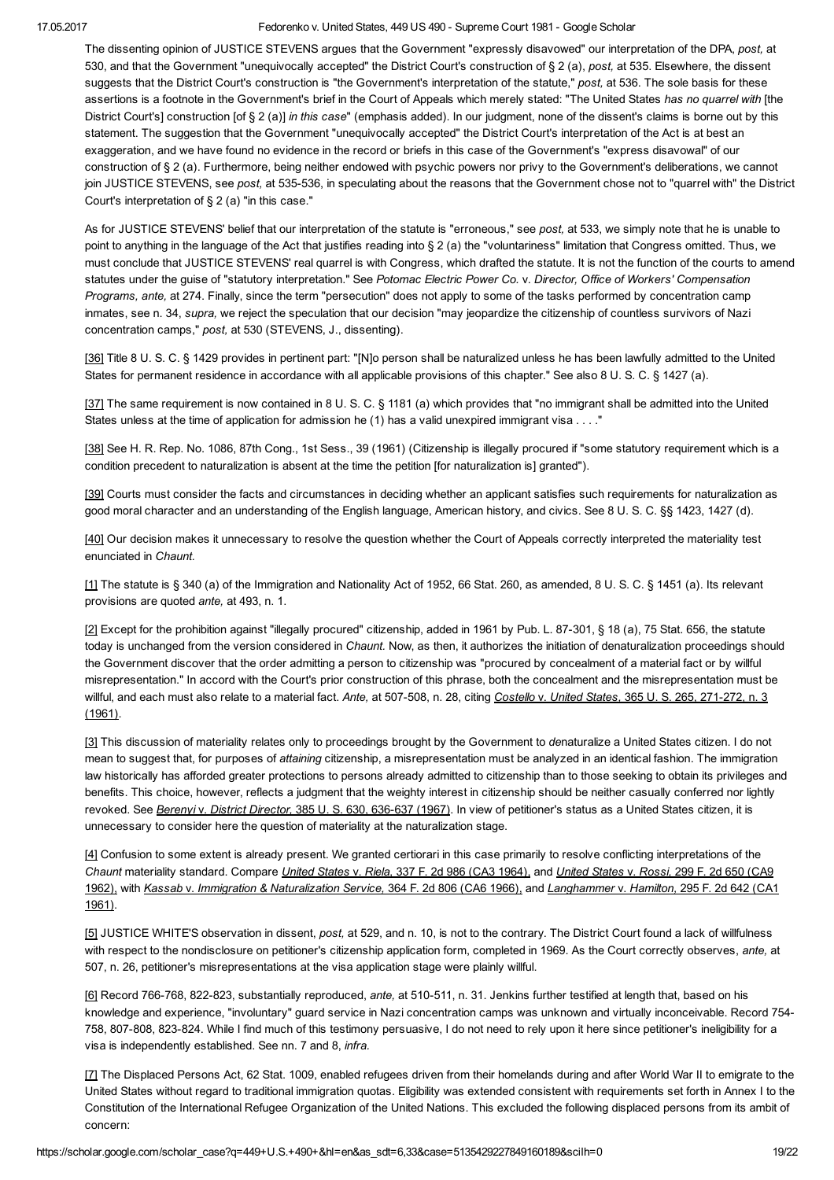The dissenting opinion of JUSTICE STEVENS argues that the Government "expressly disavowed" our interpretation of the DPA, *post,* at 530, and that the Government "unequivocally accepted" the District Court's construction of § 2 (a), *post,* at 535. Elsewhere, the dissent suggests that the District Court's construction is "the Government's interpretation of the statute," *post,* at 536. The sole basis for these assertions is a footnote in the Government's brief in the Court of Appeals which merely stated: "The United States *has no quarrel with* [the District Court's] construction [of § 2 (a)] *in this case*" (emphasis added). In our judgment, none of the dissent's claims is borne out by this statement. The suggestion that the Government "unequivocally accepted" the District Court's interpretation of the Act is at best an exaggeration, and we have found no evidence in the record or briefs in this case of the Government's "express disavowal" of our construction of § 2 (a). Furthermore, being neither endowed with psychic powers nor privy to the Government's deliberations, we cannot join JUSTICE STEVENS, see *post,* at 535-536, in speculating about the reasons that the Government chose not to "quarrel with" the District Court's interpretation of § 2 (a) "in this case."

As for JUSTICE STEVENS' belief that our interpretation of the statute is "erroneous," see *post,* at 533, we simply note that he is unable to point to anything in the language of the Act that justifies reading into § 2 (a) the "voluntariness" limitation that Congress omitted. Thus, we must conclude that JUSTICE STEVENS' real quarrel is with Congress, which drafted the statute. It is not the function of the courts to amend statutes under the guise of "statutory interpretation." See *Potomac Electric Power Co.* v. *Director, Office of Workers' Compensation Programs, ante,* at 274. Finally, since the term "persecution" does not apply to some of the tasks performed by concentration camp inmates, see n. 34, *supra,* we reject the speculation that our decision "may jeopardize the citizenship of countless survivors of Nazi concentration camps," *post,* at 530 (STEVENS, J., dissenting).

[36] Title 8 U. S. C. § 1429 provides in pertinent part: "[N]o person shall be naturalized unless he has been lawfully admitted to the United States for permanent residence in accordance with all applicable provisions of this chapter." See also 8 U. S. C. § 1427 (a).

[37] The same requirement is now contained in 8 U. S. C. § 1181 (a) which provides that "no immigrant shall be admitted into the United States unless at the time of application for admission he (1) has a valid unexpired immigrant visa . . . ."

[38] See H. R. Rep. No. 1086, 87th Cong., 1st Sess., 39 (1961) (Citizenship is illegally procured if "some statutory requirement which is a condition precedent to naturalization is absent at the time the petition [for naturalization is] granted").

[39] Courts must consider the facts and circumstances in deciding whether an applicant satisfies such requirements for naturalization as good moral character and an understanding of the English language, American history, and civics. See 8 U. S. C. §§ 1423, 1427 (d).

[40] Our decision makes it unnecessary to resolve the question whether the Court of Appeals correctly interpreted the materiality test enunciated in *Chaunt.*

[1] The statute is § 340 (a) of the Immigration and Nationality Act of 1952, 66 Stat. 260, as amended, 8 U. S. C. § 1451 (a). Its relevant provisions are quoted *ante,* at 493, n. 1.

[2] Except for the prohibition against "illegally procured" citizenship, added in 1961 by Pub. L. 87-301, § 18 (a), 75 Stat. 656, the statute today is unchanged from the version considered in *Chaunt.* Now, as then, it authorizes the initiation of denaturalization proceedings should the Government discover that the order admitting a person to citizenship was "procured by concealment of a material fact or by willful misrepresentation." In accord with the Court's prior construction of this phrase, both the concealment and the misrepresentation must be willful, and each must also relate to a material fact. *Ante,* at 507-508, n. 28, citing *Costello* v. *United States,* 365 U. S. 265, 271-272, n. 3 (1961).

[3] This discussion of materiality relates only to proceedings brought by the Government to *de*naturalize a United States citizen. I do not mean to suggest that, for purposes of *attaining* citizenship, a misrepresentation must be analyzed in an identical fashion. The immigration law historically has afforded greater protections to persons already admitted to citizenship than to those seeking to obtain its privileges and benefits. This choice, however, reflects a judgment that the weighty interest in citizenship should be neither casually conferred nor lightly revoked. See *Berenyi* v. *District Director,* 385 U. S. 630, 636-637 (1967). In view of petitioner's status as a United States citizen, it is unnecessary to consider here the question of materiality at the naturalization stage.

[4] Confusion to some extent is already present. We granted certiorari in this case primarily to resolve conflicting interpretations of the *Chaunt* materiality standard. Compare *United States* v. *Riela,* 337 F. 2d 986 (CA3 1964), and *United States* v. *Rossi,* 299 F. 2d 650 (CA9 1962), with *Kassab* v. *Immigration & Naturalization Service,* 364 F. 2d 806 (CA6 1966), and *Langhammer* v. *Hamilton,* 295 F. 2d 642 (CA1 1961).

[5] JUSTICE WHITE'S observation in dissent, *post,* at 529, and n. 10, is not to the contrary. The District Court found a lack of willfulness with respect to the nondisclosure on petitioner's citizenship application form, completed in 1969. As the Court correctly observes, *ante,* at 507, n. 26, petitioner's misrepresentations at the visa application stage were plainly willful.

[6] Record 766-768, 822-823, substantially reproduced, *ante,* at 510-511, n. 31. Jenkins further testified at length that, based on his knowledge and experience, "involuntary" guard service in Nazi concentration camps was unknown and virtually inconceivable. Record 754-758, 807-808, 823-824. While I find much of this testimony persuasive, I do not need to rely upon it here since petitioner's ineligibility for a visa is independently established. See nn. 7 and 8, *infra.*

[7] The Displaced Persons Act, 62 Stat. 1009, enabled refugees driven from their homelands during and after World War II to emigrate to the United States without regard to traditional immigration quotas. Eligibility was extended consistent with requirements set forth in Annex I to the Constitution of the International Refugee Organization of the United Nations. This excluded the following displaced persons from its ambit of concern: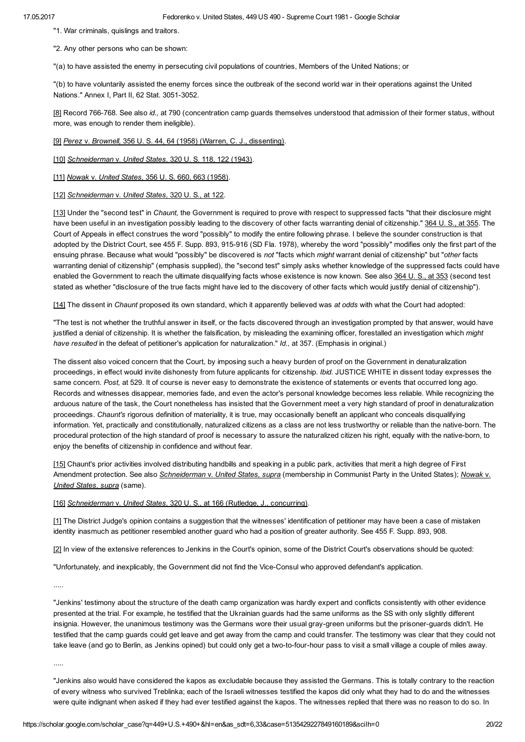"1. War criminals, quislings and traitors.

"2. Any other persons who can be shown:

"(a) to have assisted the enemy in persecuting civil populations of countries, Members of the United Nations; or

"(b) to have voluntarily assisted the enemy forces since the outbreak of the second world war in their operations against the United Nations." Annex I, Part II, 62 Stat. 3051-3052.

[8] Record 766-768. See also *id.,* at 790 (concentration camp guards themselves understood that admission of their former status, without more, was enough to render them ineligible).

[9] *Perez* v. *Brownell,* 356 U. S. 44, 64 (1958) (Warren, C. J., dissenting).

[10] *Schneiderman* v. *United States*, 320 U. S. 118, 122 (1943).

[11] *Nowak* v. *United States*, 356 U. S. 660, 663 (1958).

[12] *Schneiderman* v. *United States,* 320 U. S., at 122.

[13] Under the "second test" in *Chaunt,* the Government is required to prove with respect to suppressed facts "that their disclosure might have been useful in an investigation possibly leading to the discovery of other facts warranting denial of citizenship." 364 U. S., at 355. The Court of Appeals in effect construes the word "possibly" to modify the entire following phrase. I believe the sounder construction is that adopted by the District Court, see 455 F. Supp. 893, 915-916 (SD Fla. 1978), whereby the word "possibly" modifies only the first part of the ensuing phrase. Because what would "possibly" be discovered is *not* "facts which *might* warrant denial of citizenship" but "*other* facts warranting denial of citizenship" (emphasis supplied), the "second test" simply asks whether knowledge of the suppressed facts could have enabled the Government to reach the ultimate disqualifying facts whose existence is now known. See also 364 U. S., at 353 (second test stated as whether "disclosure of the true facts might have led to the discovery of other facts which would justify denial of citizenship").

[14] The dissent in *Chaunt* proposed its own standard, which it apparently believed was *at odds* with what the Court had adopted:

"The test is not whether the truthful answer in itself, or the facts discovered through an investigation prompted by that answer, would have justified a denial of citizenship. It is whether the falsification, by misleading the examining officer, forestalled an investigation which *might have resulted* in the defeat of petitioner's application for naturalization." *Id.,* at 357. (Emphasis in original.)

The dissent also voiced concern that the Court, by imposing such a heavy burden of proof on the Government in denaturalization proceedings, in effect would invite dishonesty from future applicants for citizenship. *Ibid.* JUSTICE WHITE in dissent today expresses the same concern. *Post,* at 529. It of course is never easy to demonstrate the existence of statements or events that occurred long ago. Records and witnesses disappear, memories fade, and even the actor's personal knowledge becomes less reliable. While recognizing the arduous nature of the task, the Court nonetheless has insisted that the Government meet a very high standard of proof in denaturalization proceedings. *Chaunt's* rigorous definition of materiality, it is true, may occasionally benefit an applicant who conceals disqualifying information. Yet, practically and constitutionally, naturalized citizens as a class are not less trustworthy or reliable than the native-born. The procedural protection of the high standard of proof is necessary to assure the naturalized citizen his right, equally with the native-born, to enjoy the benefits of citizenship in confidence and without fear.

[15] Chaunt's prior activities involved distributing handbills and speaking in a public park, activities that merit a high degree of First Amendment protection. See also *Schneiderman* v. *United States, supra* (membership in Communist Party in the United States); *Nowak* v. *United States, supra* (same).

[16] *Schneiderman* v. *United States*, 320 U. S., at 166 (Rutledge, J., concurring).

[1] The District Judge's opinion contains a suggestion that the witnesses' identification of petitioner may have been a case of mistaken identity inasmuch as petitioner resembled another guard who had a position of greater authority. See 455 F. Supp. 893, 908.

[2] In view of the extensive references to Jenkins in the Court's opinion, some of the District Court's observations should be quoted:

"Unfortunately, and inexplicably, the Government did not find the Vice-Consul who approved defendant's application.

.....

"Jenkins' testimony about the structure of the death camp organization was hardly expert and conflicts consistently with other evidence presented at the trial. For example, he testified that the Ukrainian guards had the same uniforms as the SS with only slightly different insignia. However, the unanimous testimony was the Germans wore their usual gray-green uniforms but the prisoner-guards didn't. He testified that the camp guards could get leave and get away from the camp and could transfer. The testimony was clear that they could not take leave (and go to Berlin, as Jenkins opined) but could only get a two-to-four-hour pass to visit a small village a couple of miles away.

.....

"Jenkins also would have considered the kapos as excludable because they assisted the Germans. This is totally contrary to the reaction of every witness who survived Treblinka; each of the Israeli witnesses testified the kapos did only what they had to do and the witnesses were quite indignant when asked if they had ever testified against the kapos. The witnesses replied that there was no reason to do so. In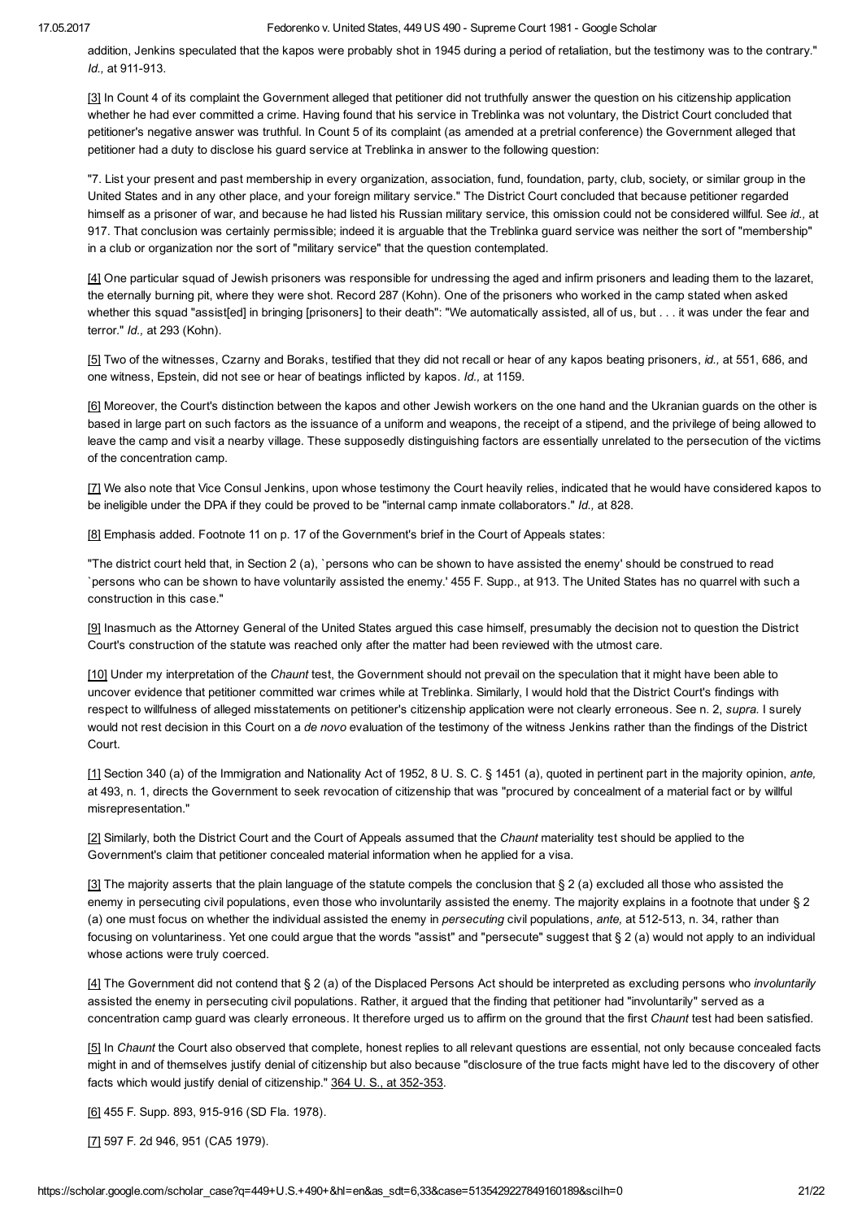addition, Jenkins speculated that the kapos were probably shot in 1945 during a period of retaliation, but the testimony was to the contrary." *Id.,* at 911-913.

[3] In Count 4 of its complaint the Government alleged that petitioner did not truthfully answer the question on his citizenship application whether he had ever committed a crime. Having found that his service in Treblinka was not voluntary, the District Court concluded that petitioner's negative answer was truthful. In Count 5 of its complaint (as amended at a pretrial conference) the Government alleged that petitioner had a duty to disclose his guard service at Treblinka in answer to the following question:

"7. List your present and past membership in every organization, association, fund, foundation, party, club, society, or similar group in the United States and in any other place, and your foreign military service." The District Court concluded that because petitioner regarded himself as a prisoner of war, and because he had listed his Russian military service, this omission could not be considered willful. See *id.,* at 917. That conclusion was certainly permissible; indeed it is arguable that the Treblinka guard service was neither the sort of "membership" in a club or organization nor the sort of "military service" that the question contemplated.

[4] One particular squad of Jewish prisoners was responsible for undressing the aged and infirm prisoners and leading them to the lazaret, the eternally burning pit, where they were shot. Record 287 (Kohn). One of the prisoners who worked in the camp stated when asked whether this squad "assist[ed] in bringing [prisoners] to their death": "We automatically assisted, all of us, but . . . it was under the fear and terror." *Id.,* at 293 (Kohn).

[5] Two of the witnesses, Czarny and Boraks, testified that they did not recall or hear of any kapos beating prisoners, *id.,* at 551, 686, and one witness, Epstein, did not see or hear of beatings inflicted by kapos. *Id.,* at 1159.

[6] Moreover, the Court's distinction between the kapos and other Jewish workers on the one hand and the Ukranian guards on the other is based in large part on such factors as the issuance of a uniform and weapons, the receipt of a stipend, and the privilege of being allowed to leave the camp and visit a nearby village. These supposedly distinguishing factors are essentially unrelated to the persecution of the victims of the concentration camp.

[7] We also note that Vice Consul Jenkins, upon whose testimony the Court heavily relies, indicated that he would have considered kapos to be ineligible under the DPA if they could be proved to be "internal camp inmate collaborators." *Id.,* at 828.

[8] Emphasis added. Footnote 11 on p. 17 of the Government's brief in the Court of Appeals states:

"The district court held that, in Section 2 (a), `persons who can be shown to have assisted the enemy' should be construed to read `persons who can be shown to have voluntarily assisted the enemy.' 455 F. Supp., at 913. The United States has no quarrel with such a construction in this case."

[9] Inasmuch as the Attorney General of the United States argued this case himself, presumably the decision not to question the District Court's construction of the statute was reached only after the matter had been reviewed with the utmost care.

[10] Under my interpretation of the *Chaunt* test, the Government should not prevail on the speculation that it might have been able to uncover evidence that petitioner committed war crimes while at Treblinka. Similarly, I would hold that the District Court's findings with respect to willfulness of alleged misstatements on petitioner's citizenship application were not clearly erroneous. See n. 2, *supra.* I surely would not rest decision in this Court on a *de novo* evaluation of the testimony of the witness Jenkins rather than the findings of the District Court.

[1] Section 340 (a) of the Immigration and Nationality Act of 1952, 8 U. S. C. § 1451 (a), quoted in pertinent part in the majority opinion, *ante,* at 493, n. 1, directs the Government to seek revocation of citizenship that was "procured by concealment of a material fact or by willful misrepresentation."

[2] Similarly, both the District Court and the Court of Appeals assumed that the *Chaunt* materiality test should be applied to the Government's claim that petitioner concealed material information when he applied for a visa.

[3] The majority asserts that the plain language of the statute compels the conclusion that § 2 (a) excluded all those who assisted the enemy in persecuting civil populations, even those who involuntarily assisted the enemy. The majority explains in a footnote that under § 2 (a) one must focus on whether the individual assisted the enemy in *persecuting* civil populations, *ante,* at 512-513, n. 34, rather than focusing on voluntariness. Yet one could argue that the words "assist" and "persecute" suggest that § 2 (a) would not apply to an individual whose actions were truly coerced.

[4] The Government did not contend that § 2 (a) of the Displaced Persons Act should be interpreted as excluding persons who *involuntarily* assisted the enemy in persecuting civil populations. Rather, it argued that the finding that petitioner had "involuntarily" served as a concentration camp guard was clearly erroneous. It therefore urged us to affirm on the ground that the first *Chaunt* test had been satisfied.

[5] In *Chaunt* the Court also observed that complete, honest replies to all relevant questions are essential, not only because concealed facts might in and of themselves justify denial of citizenship but also because "disclosure of the true facts might have led to the discovery of other facts which would justify denial of citizenship." 364 U. S., at 352-353.

[6] 455 F. Supp. 893, 915-916 (SD Fla. 1978).

[7] 597 F. 2d 946, 951 (CA5 1979).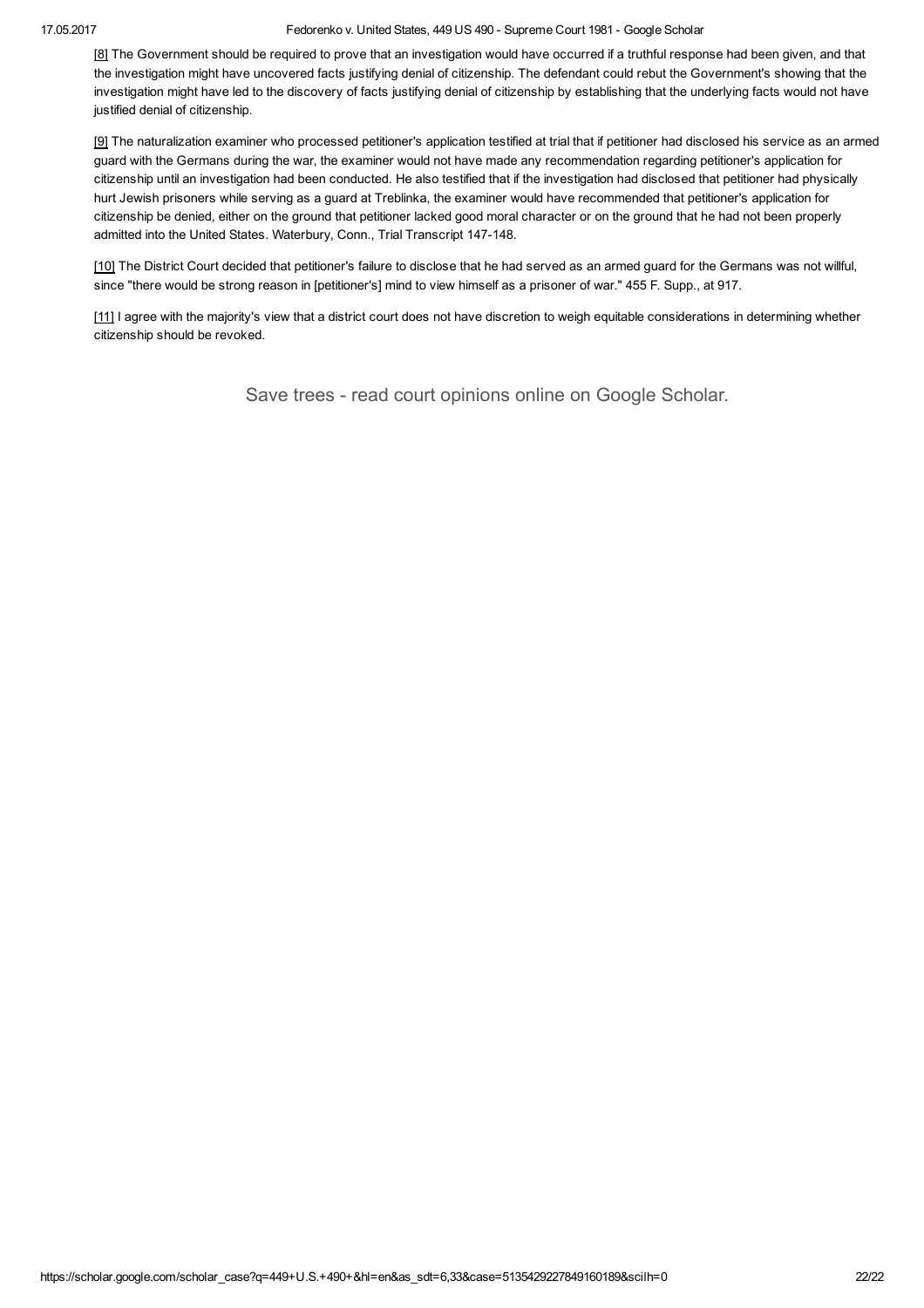[8] The Government should be required to prove that an investigation would have occurred if a truthful response had been given, and that the investigation might have uncovered facts justifying denial of citizenship. The defendant could rebut the Government's showing that the investigation might have led to the discovery of facts justifying denial of citizenship by establishing that the underlying facts would not have justified denial of citizenship.

[9] The naturalization examiner who processed petitioner's application testified at trial that if petitioner had disclosed his service as an armed guard with the Germans during the war, the examiner would not have made any recommendation regarding petitioner's application for citizenship until an investigation had been conducted. He also testified that if the investigation had disclosed that petitioner had physically hurt Jewish prisoners while serving as a guard at Treblinka, the examiner would have recommended that petitioner's application for citizenship be denied, either on the ground that petitioner lacked good moral character or on the ground that he had not been properly admitted into the United States. Waterbury, Conn., Trial Transcript 147-148.

[10] The District Court decided that petitioner's failure to disclose that he had served as an armed guard for the Germans was not willful, since "there would be strong reason in [petitioner's] mind to view himself as a prisoner of war." 455 F. Supp., at 917.

[11] I agree with the majority's view that a district court does not have discretion to weigh equitable considerations in determining whether citizenship should be revoked.

Save trees - read court opinions online on Google Scholar.